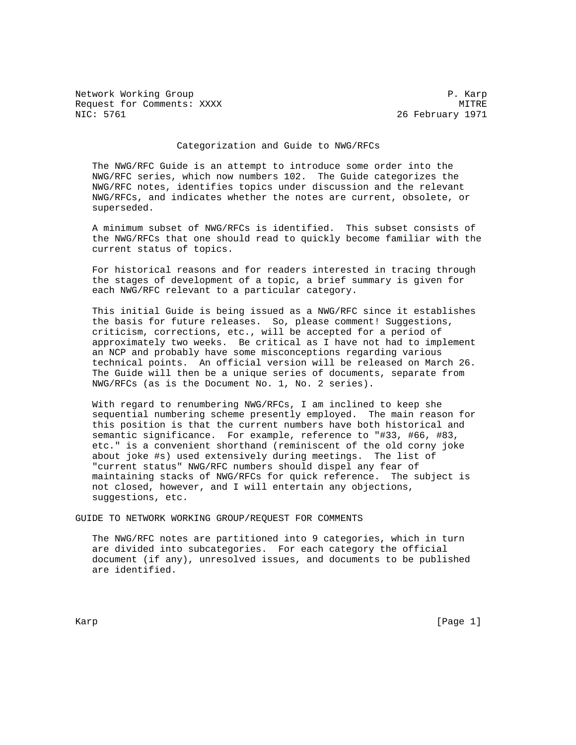Network Working Group P. Karp
Request for Comments: XXXX MITRE
NIC: 5761 26 February 1971

# Categorization and Guide to NWG/RFCs

The NWG/RFC Guide is an attempt to introduce some order into the NWG/RFC series, which now numbers 102. The Guide categorizes the NWG/RFC notes, identifies topics under discussion and the relevant NWG/RFCs, and indicates whether the notes are current, obsolete, or superseded.

A minimum subset of NWG/RFCs is identified. This subset consists of the NWG/RFCs that one should read to quickly become familiar with the current status of topics.

For historical reasons and for readers interested in tracing through the stages of development of a topic, a brief summary is given for each NWG/RFC relevant to a particular category.

This initial Guide is being issued as a NWG/RFC since it establishes the basis for future releases. So, please comment! Suggestions, criticism, corrections, etc., will be accepted for a period of approximately two weeks. Be critical as I have not had to implement an NCP and probably have some misconceptions regarding various technical points. An official version will be released on March 26. The Guide will then be a unique series of documents, separate from NWG/RFCs (as is the Document No. 1, No. 2 series).

With regard to renumbering NWG/RFCs, I am inclined to keep she sequential numbering scheme presently employed. The main reason for this position is that the current numbers have both historical and semantic significance. For example, reference to "#33, #66, #83, etc." is a convenient shorthand (reminiscent of the old corny joke about joke #s) used extensively during meetings. The list of "current status" NWG/RFC numbers should dispel any fear of maintaining stacks of NWG/RFCs for quick reference. The subject is not closed, however, and I will entertain any objections, suggestions, etc.

## GUIDE TO NETWORK WORKING GROUP/REQUEST FOR COMMENTS

The NWG/RFC notes are partitioned into 9 categories, which in turn are divided into subcategories. For each category the official document (if any), unresolved issues, and documents to be published are identified.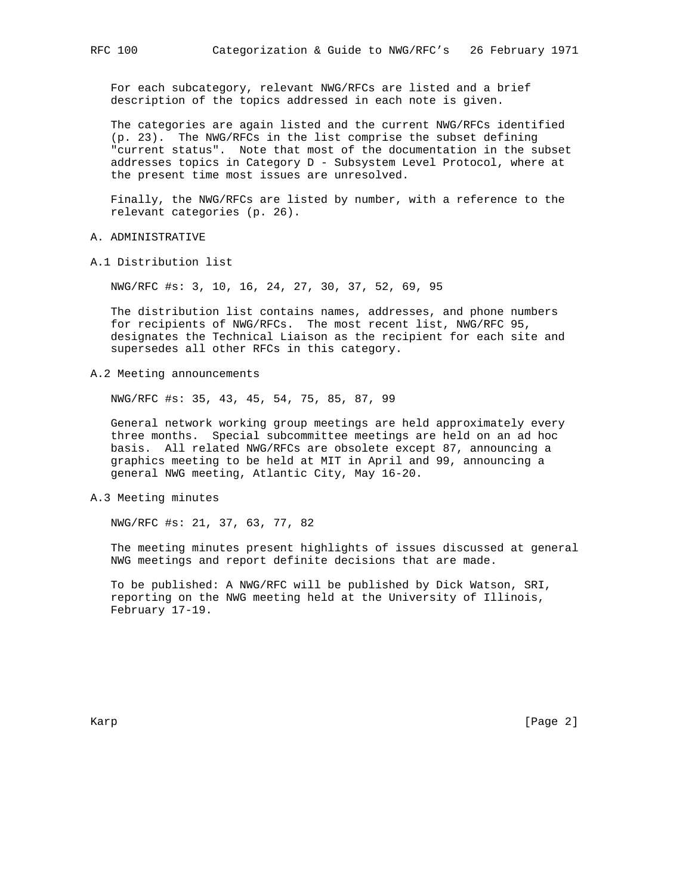For each subcategory, relevant NWG/RFCs are listed and a brief description of the topics addressed in each note is given.

The categories are again listed and the current NWG/RFCs identified (p. 23). The NWG/RFCs in the list comprise the subset defining "current status". Note that most of the documentation in the subset addresses topics in Category D - Subsystem Level Protocol, where at the present time most issues are unresolved.

Finally, the NWG/RFCs are listed by number, with a reference to the relevant categories (p. 26).

## A. ADMINISTRATIVE

### A.1 Distribution list

NWG/RFC #s: 3, 10, 16, 24, 27, 30, 37, 52, 69, 95

The distribution list contains names, addresses, and phone numbers for recipients of NWG/RFCs. The most recent list, NWG/RFC 95, designates the Technical Liaison as the recipient for each site and supersedes all other RFCs in this category.

### A.2 Meeting announcements

NWG/RFC #s: 35, 43, 45, 54, 75, 85, 87, 99

General network working group meetings are held approximately every three months. Special subcommittee meetings are held on an ad hoc basis. All related NWG/RFCs are obsolete except 87, announcing a graphics meeting to be held at MIT in April and 99, announcing a general NWG meeting, Atlantic City, May 16-20.

### A.3 Meeting minutes

NWG/RFC #s: 21, 37, 63, 77, 82

The meeting minutes present highlights of issues discussed at general NWG meetings and report definite decisions that are made.

To be published: A NWG/RFC will be published by Dick Watson, SRI, reporting on the NWG meeting held at the University of Illinois, February 17-19.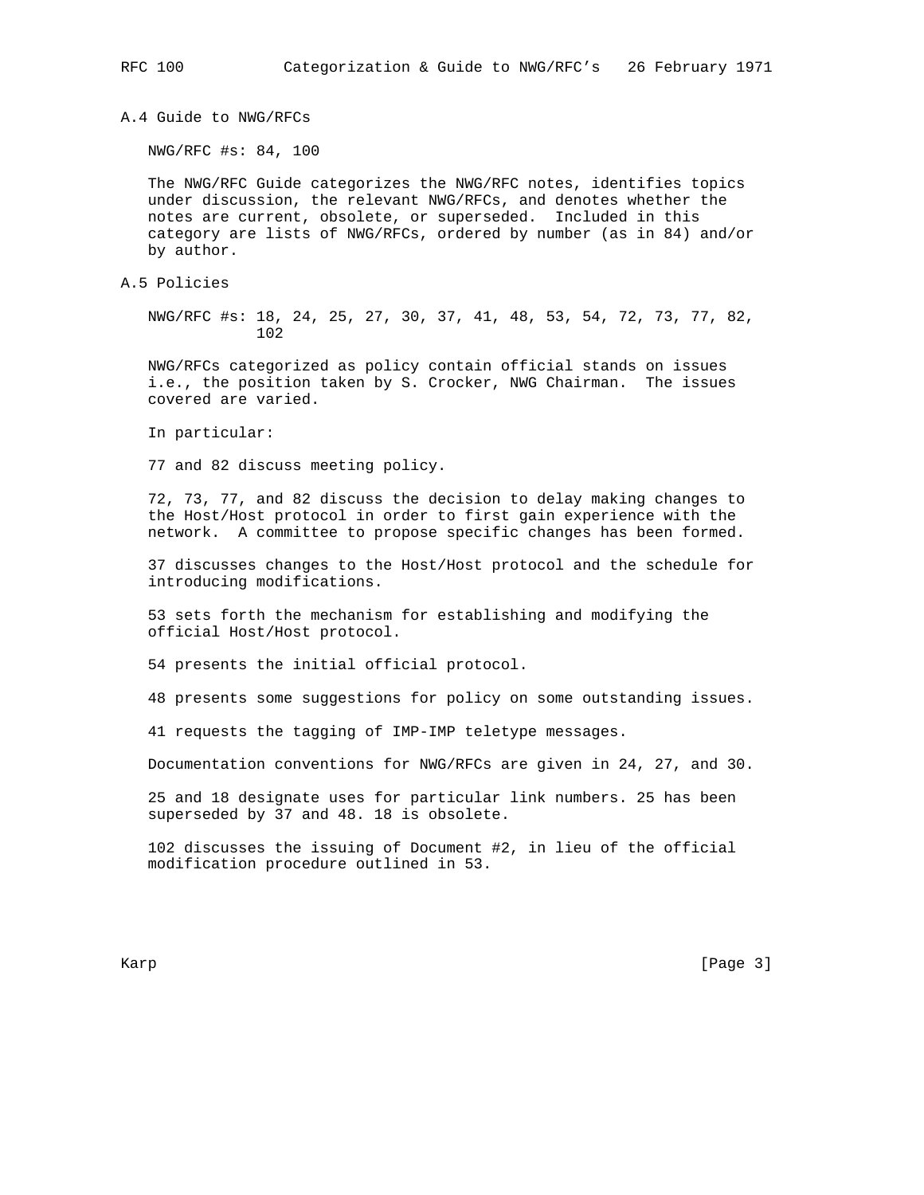### A.4 Guide to NWG/RFCs

NWG/RFC #s: 84, 100

The NWG/RFC Guide categorizes the NWG/RFC notes, identifies topics under discussion, the relevant NWG/RFCs, and denotes whether the notes are current, obsolete, or superseded. Included in this category are lists of NWG/RFCs, ordered by number (as in 84) and/or by author.

### A.5 Policies

NWG/RFC #s: 18, 24, 25, 27, 30, 37, 41, 48, 53, 54, 72, 73, 77, 82, 102

NWG/RFCs categorized as policy contain official stands on issues i.e., the position taken by S. Crocker, NWG Chairman. The issues covered are varied.

In particular:

77 and 82 discuss meeting policy.

72, 73, 77, and 82 discuss the decision to delay making changes to the Host/Host protocol in order to first gain experience with the network. A committee to propose specific changes has been formed.

37 discusses changes to the Host/Host protocol and the schedule for introducing modifications.

53 sets forth the mechanism for establishing and modifying the official Host/Host protocol.

54 presents the initial official protocol.

48 presents some suggestions for policy on some outstanding issues.

41 requests the tagging of IMP-IMP teletype messages.

Documentation conventions for NWG/RFCs are given in 24, 27, and 30.

25 and 18 designate uses for particular link numbers. 25 has been superseded by 37 and 48. 18 is obsolete.

102 discusses the issuing of Document #2, in lieu of the official modification procedure outlined in 53.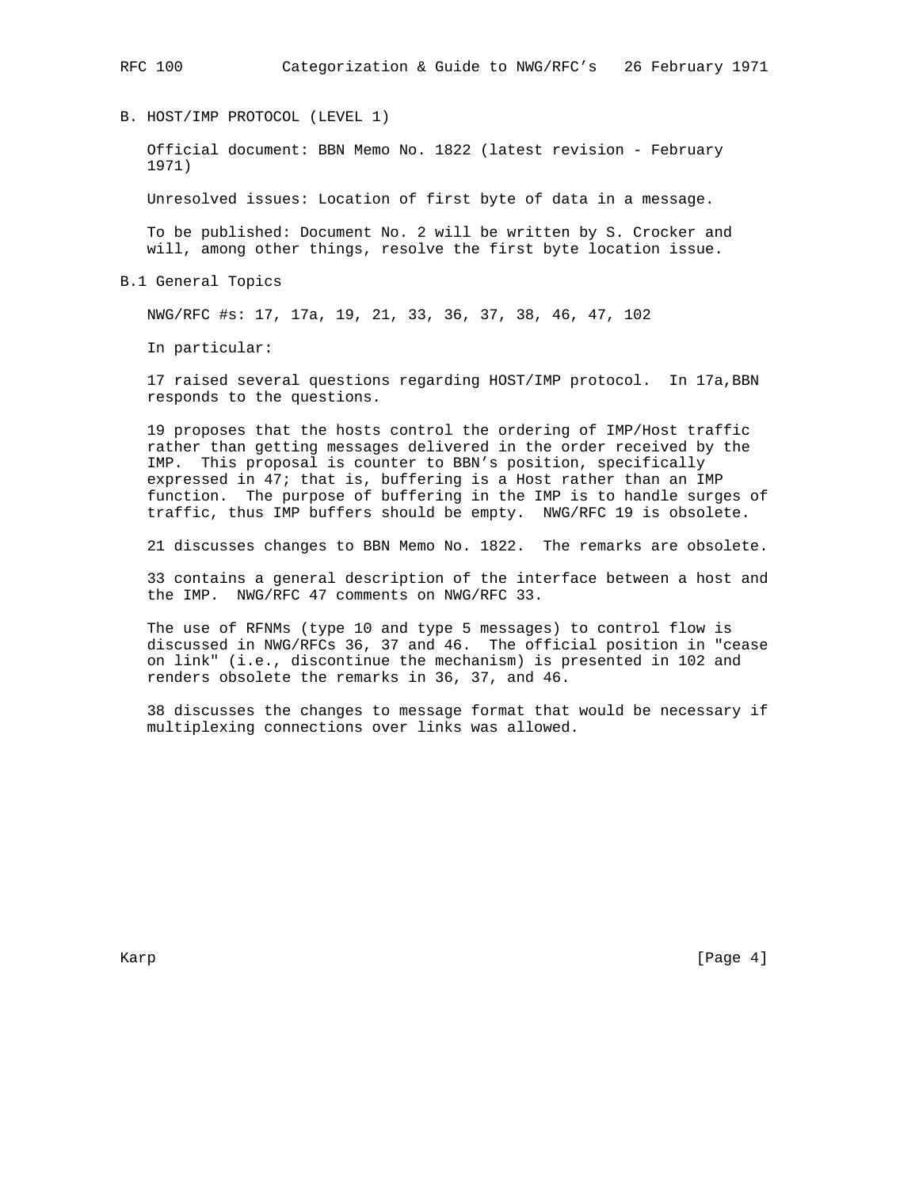## B. HOST/IMP PROTOCOL (LEVEL 1)

Official document: BBN Memo No. 1822 (latest revision - February 1971)

Unresolved issues: Location of first byte of data in a message.

To be published: Document No. 2 will be written by S. Crocker and will, among other things, resolve the first byte location issue.

### B.1 General Topics

NWG/RFC #s: 17, 17a, 19, 21, 33, 36, 37, 38, 46, 47, 102

In particular:

17 raised several questions regarding HOST/IMP protocol. In 17a,BBN responds to the questions.

19 proposes that the hosts control the ordering of IMP/Host traffic rather than getting messages delivered in the order received by the IMP. This proposal is counter to BBN's position, specifically expressed in 47; that is, buffering is a Host rather than an IMP function. The purpose of buffering in the IMP is to handle surges of traffic, thus IMP buffers should be empty. NWG/RFC 19 is obsolete.

21 discusses changes to BBN Memo No. 1822. The remarks are obsolete.

33 contains a general description of the interface between a host and the IMP. NWG/RFC 47 comments on NWG/RFC 33.

The use of RFNMs (type 10 and type 5 messages) to control flow is discussed in NWG/RFCs 36, 37 and 46. The official position in "cease on link" (i.e., discontinue the mechanism) is presented in 102 and renders obsolete the remarks in 36, 37, and 46.

38 discusses the changes to message format that would be necessary if multiplexing connections over links was allowed.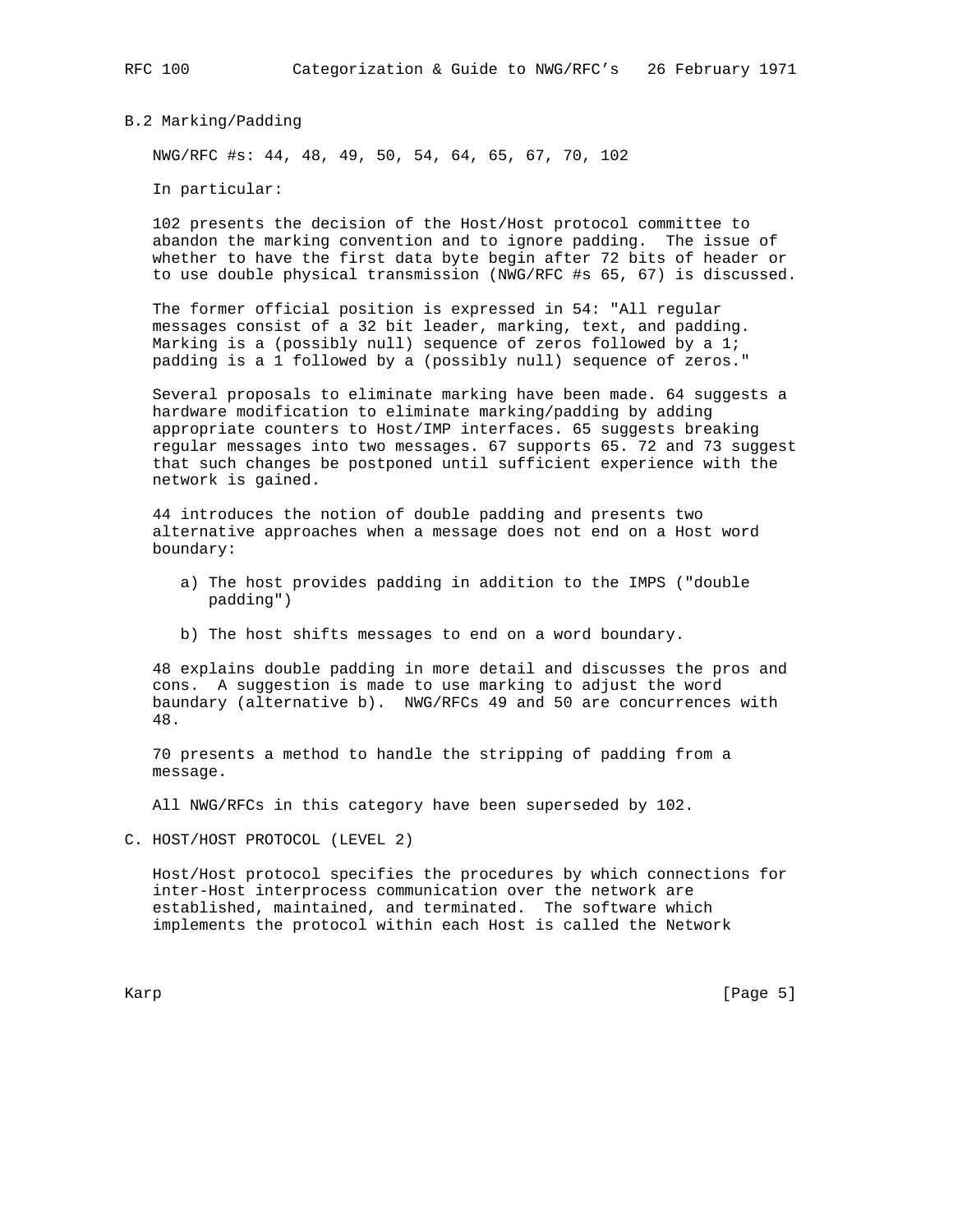### B.2 Marking/Padding

NWG/RFC #s: 44, 48, 49, 50, 54, 64, 65, 67, 70, 102

In particular:

102 presents the decision of the Host/Host protocol committee to abandon the marking convention and to ignore padding. The issue of whether to have the first data byte begin after 72 bits of header or to use double physical transmission (NWG/RFC #s 65, 67) is discussed.

The former official position is expressed in 54: "All regular messages consist of a 32 bit leader, marking, text, and padding. Marking is a (possibly null) sequence of zeros followed by a 1; padding is a 1 followed by a (possibly null) sequence of zeros."

Several proposals to eliminate marking have been made. 64 suggests a hardware modification to eliminate marking/padding by adding appropriate counters to Host/IMP interfaces. 65 suggests breaking regular messages into two messages. 67 supports 65. 72 and 73 suggest that such changes be postponed until sufficient experience with the network is gained.

44 introduces the notion of double padding and presents two alternative approaches when a message does not end on a Host word boundary:

a) The host provides padding in addition to the IMPS ("double padding")

b) The host shifts messages to end on a word boundary.

48 explains double padding in more detail and discusses the pros and cons. A suggestion is made to use marking to adjust the word baundary (alternative b). NWG/RFCs 49 and 50 are concurrences with 48.

70 presents a method to handle the stripping of padding from a message.

All NWG/RFCs in this category have been superseded by 102.

## C. HOST/HOST PROTOCOL (LEVEL 2)

Host/Host protocol specifies the procedures by which connections for inter-Host interprocess communication over the network are established, maintained, and terminated. The software which implements the protocol within each Host is called the Network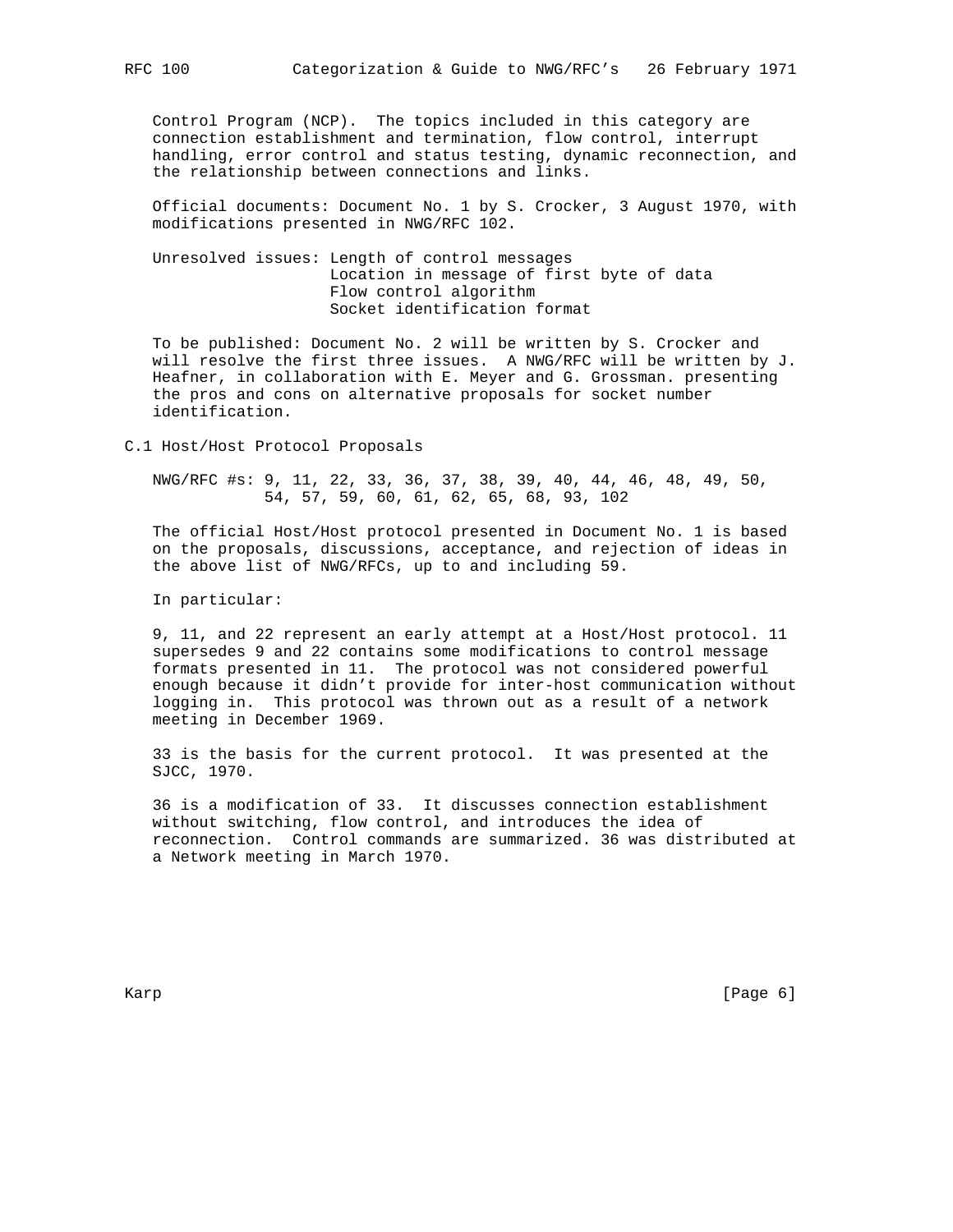Control Program (NCP). The topics included in this category are connection establishment and termination, flow control, interrupt handling, error control and status testing, dynamic reconnection, and the relationship between connections and links.

Official documents: Document No. 1 by S. Crocker, 3 August 1970, with modifications presented in NWG/RFC 102.

Unresolved issues: Length of control messages
Location in message of first byte of data
Flow control algorithm
Socket identification format

To be published: Document No. 2 will be written by S. Crocker and will resolve the first three issues. A NWG/RFC will be written by J. Heafner, in collaboration with E. Meyer and G. Grossman. presenting the pros and cons on alternative proposals for socket number identification.

## C.1 Host/Host Protocol Proposals

NWG/RFC #s: 9, 11, 22, 33, 36, 37, 38, 39, 40, 44, 46, 48, 49, 50, 54, 57, 59, 60, 61, 62, 65, 68, 93, 102

The official Host/Host protocol presented in Document No. 1 is based on the proposals, discussions, acceptance, and rejection of ideas in the above list of NWG/RFCs, up to and including 59.

In particular:

9, 11, and 22 represent an early attempt at a Host/Host protocol. 11 supersedes 9 and 22 contains some modifications to control message formats presented in 11. The protocol was not considered powerful enough because it didn't provide for inter-host communication without logging in. This protocol was thrown out as a result of a network meeting in December 1969.

33 is the basis for the current protocol. It was presented at the SJCC, 1970.

36 is a modification of 33. It discusses connection establishment without switching, flow control, and introduces the idea of reconnection. Control commands are summarized. 36 was distributed at a Network meeting in March 1970.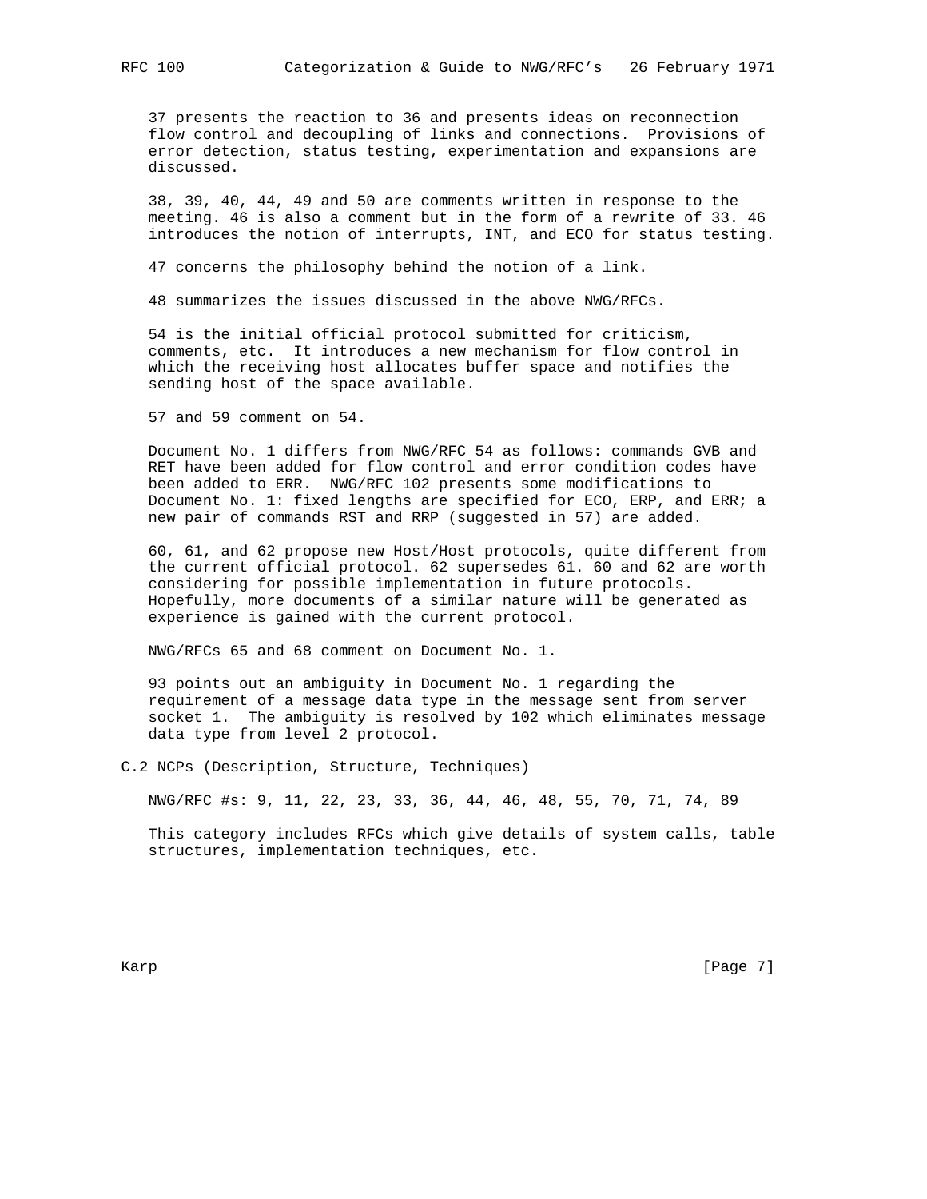37 presents the reaction to 36 and presents ideas on reconnection flow control and decoupling of links and connections. Provisions of error detection, status testing, experimentation and expansions are discussed.

38, 39, 40, 44, 49 and 50 are comments written in response to the meeting. 46 is also a comment but in the form of a rewrite of 33. 46 introduces the notion of interrupts, INT, and ECO for status testing.

47 concerns the philosophy behind the notion of a link.

48 summarizes the issues discussed in the above NWG/RFCs.

54 is the initial official protocol submitted for criticism, comments, etc. It introduces a new mechanism for flow control in which the receiving host allocates buffer space and notifies the sending host of the space available.

57 and 59 comment on 54.

Document No. 1 differs from NWG/RFC 54 as follows: commands GVB and RET have been added for flow control and error condition codes have been added to ERR. NWG/RFC 102 presents some modifications to Document No. 1: fixed lengths are specified for ECO, ERP, and ERR; a new pair of commands RST and RRP (suggested in 57) are added.

60, 61, and 62 propose new Host/Host protocols, quite different from the current official protocol. 62 supersedes 61. 60 and 62 are worth considering for possible implementation in future protocols. Hopefully, more documents of a similar nature will be generated as experience is gained with the current protocol.

NWG/RFCs 65 and 68 comment on Document No. 1.

93 points out an ambiguity in Document No. 1 regarding the requirement of a message data type in the message sent from server socket 1. The ambiguity is resolved by 102 which eliminates message data type from level 2 protocol.

## C.2 NCPs (Description, Structure, Techniques)

NWG/RFC #s: 9, 11, 22, 23, 33, 36, 44, 46, 48, 55, 70, 71, 74, 89

This category includes RFCs which give details of system calls, table structures, implementation techniques, etc.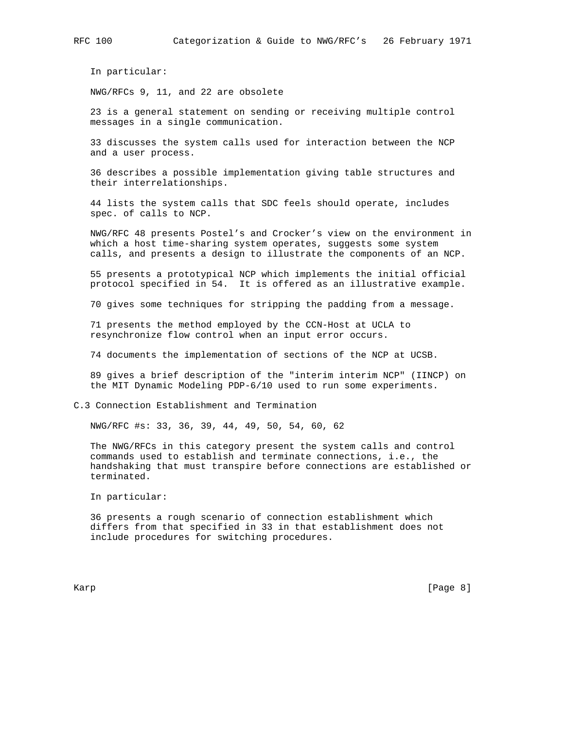In particular:

NWG/RFCs 9, 11, and 22 are obsolete

23 is a general statement on sending or receiving multiple control messages in a single communication.

33 discusses the system calls used for interaction between the NCP and a user process.

36 describes a possible implementation giving table structures and their interrelationships.

44 lists the system calls that SDC feels should operate, includes spec. of calls to NCP.

NWG/RFC 48 presents Postel's and Crocker's view on the environment in which a host time-sharing system operates, suggests some system calls, and presents a design to illustrate the components of an NCP.

55 presents a prototypical NCP which implements the initial official protocol specified in 54. It is offered as an illustrative example.

70 gives some techniques for stripping the padding from a message.

71 presents the method employed by the CCN-Host at UCLA to resynchronize flow control when an input error occurs.

74 documents the implementation of sections of the NCP at UCSB.

89 gives a brief description of the "interim interim NCP" (IINCP) on the MIT Dynamic Modeling PDP-6/10 used to run some experiments.

## C.3 Connection Establishment and Termination

NWG/RFC #s: 33, 36, 39, 44, 49, 50, 54, 60, 62

The NWG/RFCs in this category present the system calls and control commands used to establish and terminate connections, i.e., the handshaking that must transpire before connections are established or terminated.

In particular:

36 presents a rough scenario of connection establishment which differs from that specified in 33 in that establishment does not include procedures for switching procedures.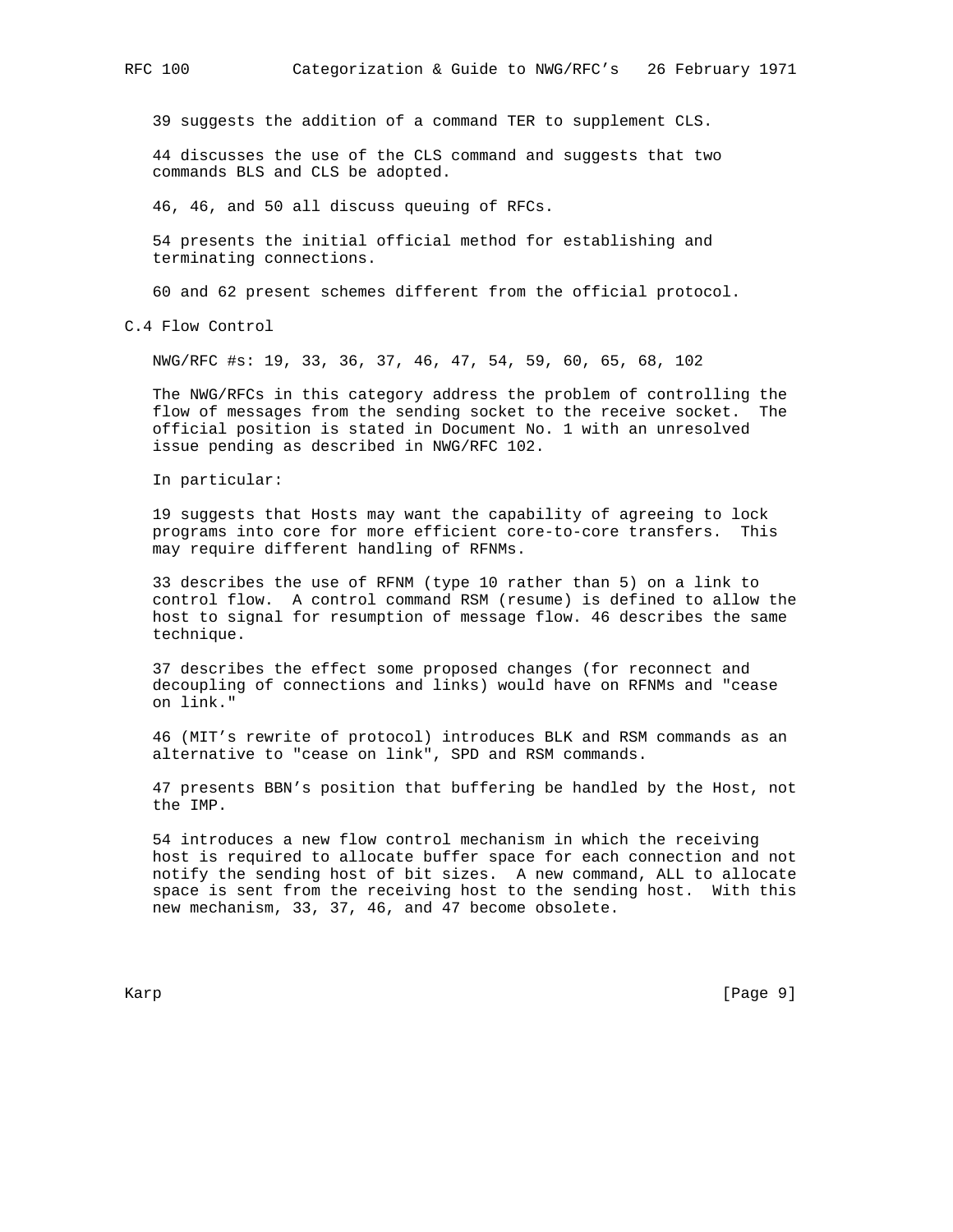39 suggests the addition of a command TER to supplement CLS.

44 discusses the use of the CLS command and suggests that two commands BLS and CLS be adopted.

46, 46, and 50 all discuss queuing of RFCs.

54 presents the initial official method for establishing and terminating connections.

60 and 62 present schemes different from the official protocol.

## C.4 Flow Control

NWG/RFC #s: 19, 33, 36, 37, 46, 47, 54, 59, 60, 65, 68, 102

The NWG/RFCs in this category address the problem of controlling the flow of messages from the sending socket to the receive socket. The official position is stated in Document No. 1 with an unresolved issue pending as described in NWG/RFC 102.

In particular:

19 suggests that Hosts may want the capability of agreeing to lock programs into core for more efficient core-to-core transfers. This may require different handling of RFNMs.

33 describes the use of RFNM (type 10 rather than 5) on a link to control flow. A control command RSM (resume) is defined to allow the host to signal for resumption of message flow. 46 describes the same technique.

37 describes the effect some proposed changes (for reconnect and decoupling of connections and links) would have on RFNMs and "cease on link."

46 (MIT's rewrite of protocol) introduces BLK and RSM commands as an alternative to "cease on link", SPD and RSM commands.

47 presents BBN's position that buffering be handled by the Host, not the IMP.

54 introduces a new flow control mechanism in which the receiving host is required to allocate buffer space for each connection and not notify the sending host of bit sizes. A new command, ALL to allocate space is sent from the receiving host to the sending host. With this new mechanism, 33, 37, 46, and 47 become obsolete.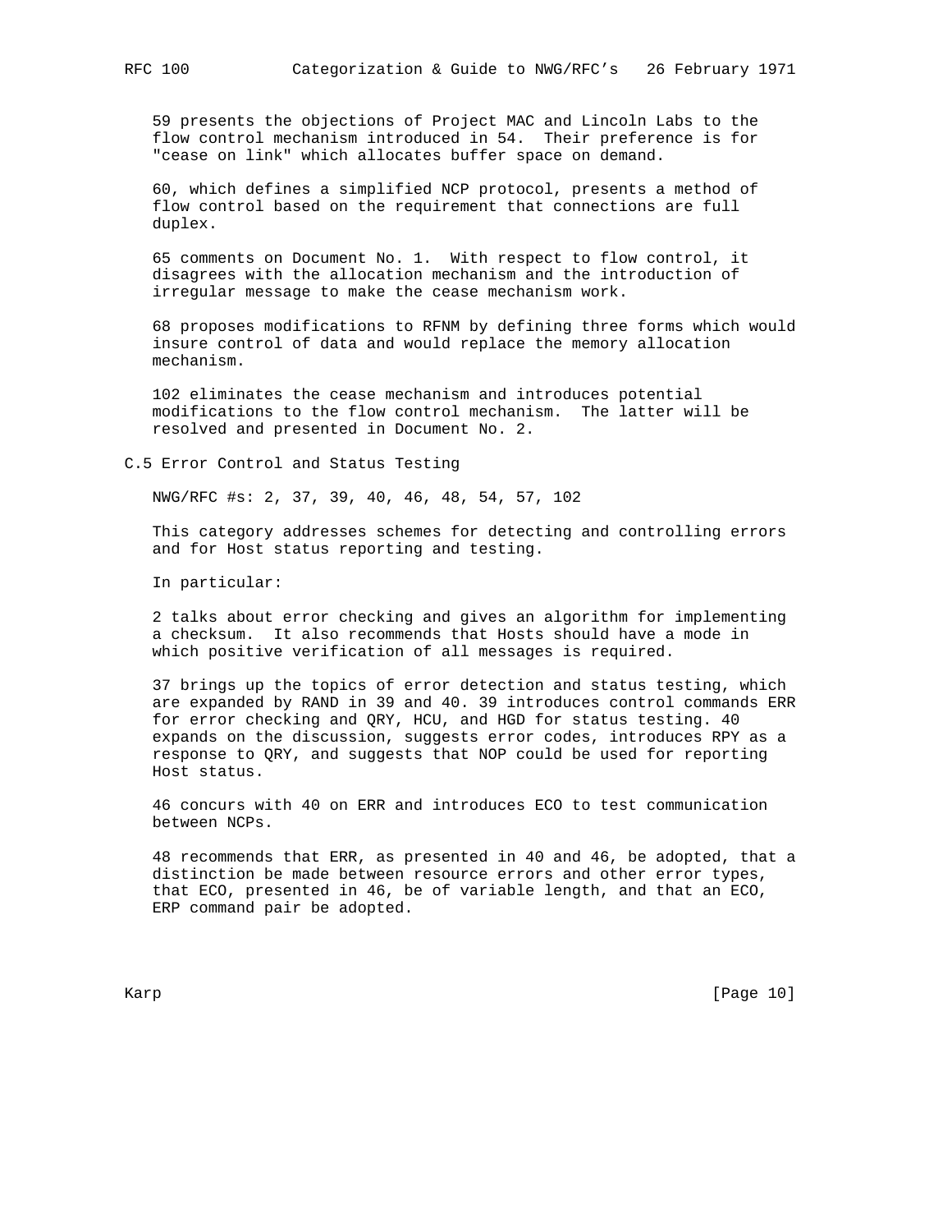59 presents the objections of Project MAC and Lincoln Labs to the flow control mechanism introduced in 54. Their preference is for "cease on link" which allocates buffer space on demand.

60, which defines a simplified NCP protocol, presents a method of flow control based on the requirement that connections are full duplex.

65 comments on Document No. 1. With respect to flow control, it disagrees with the allocation mechanism and the introduction of irregular message to make the cease mechanism work.

68 proposes modifications to RFNM by defining three forms which would insure control of data and would replace the memory allocation mechanism.

102 eliminates the cease mechanism and introduces potential modifications to the flow control mechanism. The latter will be resolved and presented in Document No. 2.

## C.5 Error Control and Status Testing

NWG/RFC #s: 2, 37, 39, 40, 46, 48, 54, 57, 102

This category addresses schemes for detecting and controlling errors and for Host status reporting and testing.

In particular:

2 talks about error checking and gives an algorithm for implementing a checksum. It also recommends that Hosts should have a mode in which positive verification of all messages is required.

37 brings up the topics of error detection and status testing, which are expanded by RAND in 39 and 40. 39 introduces control commands ERR for error checking and QRY, HCU, and HGD for status testing. 40 expands on the discussion, suggests error codes, introduces RPY as a response to QRY, and suggests that NOP could be used for reporting Host status.

46 concurs with 40 on ERR and introduces ECO to test communication between NCPs.

48 recommends that ERR, as presented in 40 and 46, be adopted, that a distinction be made between resource errors and other error types, that ECO, presented in 46, be of variable length, and that an ECO, ERP command pair be adopted.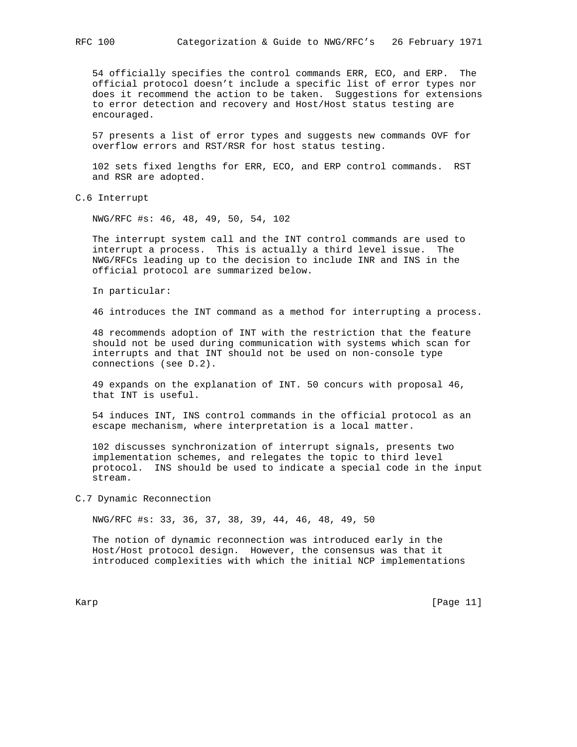54 officially specifies the control commands ERR, ECO, and ERP. The official protocol doesn't include a specific list of error types nor does it recommend the action to be taken. Suggestions for extensions to error detection and recovery and Host/Host status testing are encouraged.

57 presents a list of error types and suggests new commands OVF for overflow errors and RST/RSR for host status testing.

102 sets fixed lengths for ERR, ECO, and ERP control commands. RST and RSR are adopted.

## C.6 Interrupt

NWG/RFC #s: 46, 48, 49, 50, 54, 102

The interrupt system call and the INT control commands are used to interrupt a process. This is actually a third level issue. The NWG/RFCs leading up to the decision to include INR and INS in the official protocol are summarized below.

In particular:

46 introduces the INT command as a method for interrupting a process.

48 recommends adoption of INT with the restriction that the feature should not be used during communication with systems which scan for interrupts and that INT should not be used on non-console type connections (see D.2).

49 expands on the explanation of INT. 50 concurs with proposal 46, that INT is useful.

54 induces INT, INS control commands in the official protocol as an escape mechanism, where interpretation is a local matter.

102 discusses synchronization of interrupt signals, presents two implementation schemes, and relegates the topic to third level protocol. INS should be used to indicate a special code in the input stream.

## C.7 Dynamic Reconnection

NWG/RFC #s: 33, 36, 37, 38, 39, 44, 46, 48, 49, 50

The notion of dynamic reconnection was introduced early in the Host/Host protocol design. However, the consensus was that it introduced complexities with which the initial NCP implementations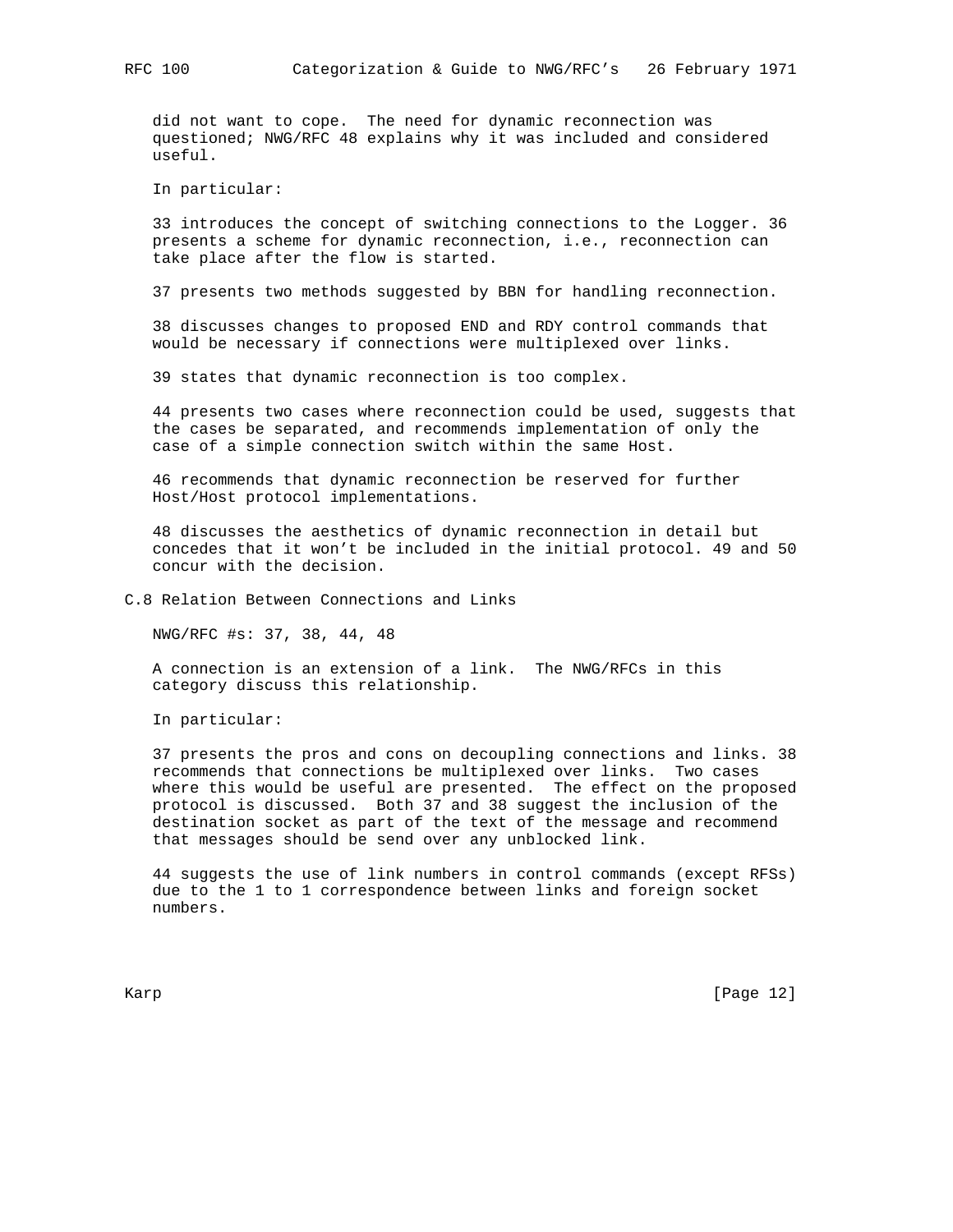did not want to cope. The need for dynamic reconnection was questioned; NWG/RFC 48 explains why it was included and considered useful.

In particular:

33 introduces the concept of switching connections to the Logger. 36 presents a scheme for dynamic reconnection, i.e., reconnection can take place after the flow is started.

37 presents two methods suggested by BBN for handling reconnection.

38 discusses changes to proposed END and RDY control commands that would be necessary if connections were multiplexed over links.

39 states that dynamic reconnection is too complex.

44 presents two cases where reconnection could be used, suggests that the cases be separated, and recommends implementation of only the case of a simple connection switch within the same Host.

46 recommends that dynamic reconnection be reserved for further Host/Host protocol implementations.

48 discusses the aesthetics of dynamic reconnection in detail but concedes that it won't be included in the initial protocol. 49 and 50 concur with the decision.

## C.8 Relation Between Connections and Links

NWG/RFC #s: 37, 38, 44, 48

A connection is an extension of a link. The NWG/RFCs in this category discuss this relationship.

In particular:

37 presents the pros and cons on decoupling connections and links. 38 recommends that connections be multiplexed over links. Two cases where this would be useful are presented. The effect on the proposed protocol is discussed. Both 37 and 38 suggest the inclusion of the destination socket as part of the text of the message and recommend that messages should be send over any unblocked link.

44 suggests the use of link numbers in control commands (except RFSs) due to the 1 to 1 correspondence between links and foreign socket numbers.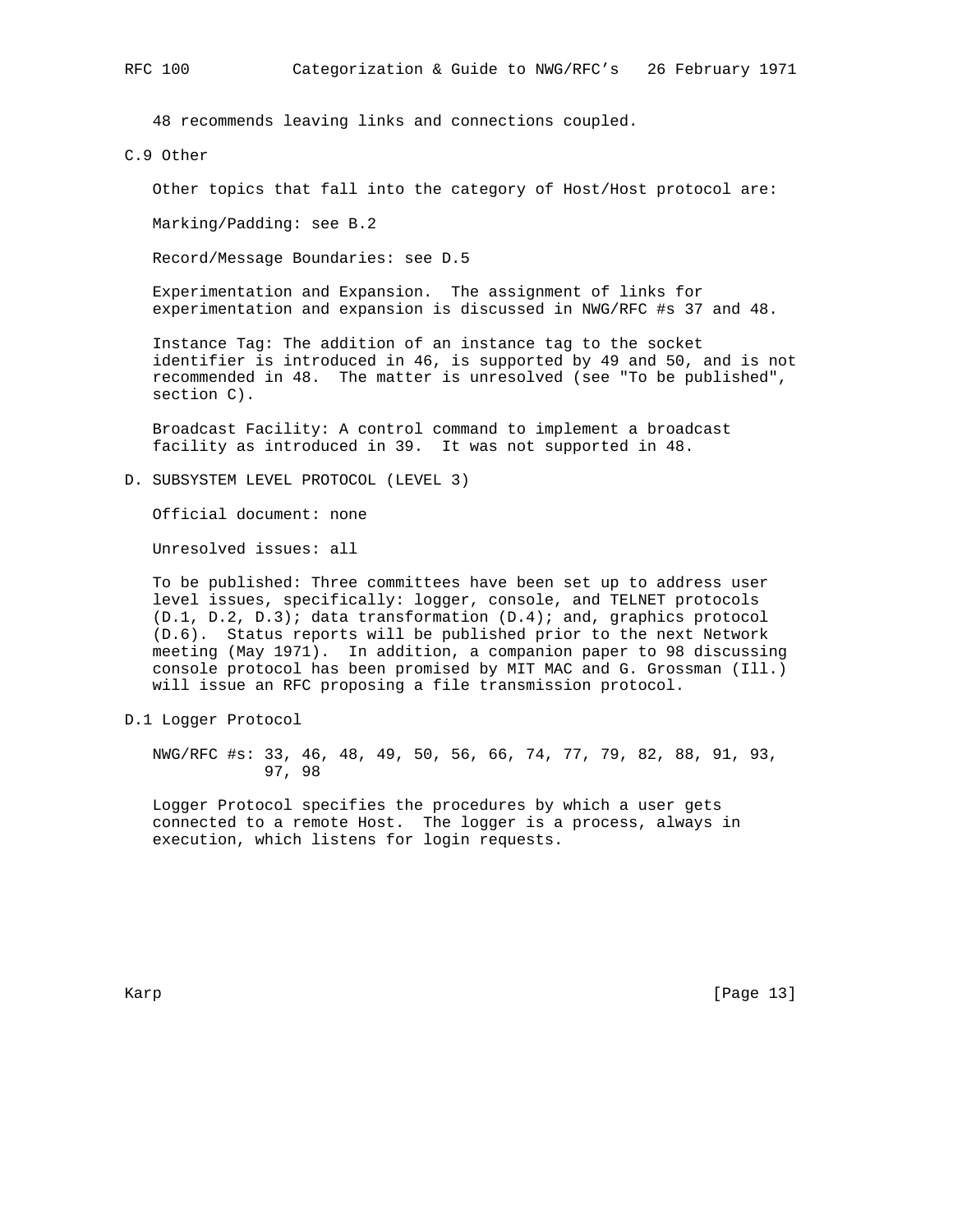48 recommends leaving links and connections coupled.

### C.9 Other

Other topics that fall into the category of Host/Host protocol are:

Marking/Padding: see B.2

Record/Message Boundaries: see D.5

Experimentation and Expansion. The assignment of links for experimentation and expansion is discussed in NWG/RFC #s 37 and 48.

Instance Tag: The addition of an instance tag to the socket identifier is introduced in 46, is supported by 49 and 50, and is not recommended in 48. The matter is unresolved (see "To be published", section C).

Broadcast Facility: A control command to implement a broadcast facility as introduced in 39. It was not supported in 48.

## D. SUBSYSTEM LEVEL PROTOCOL (LEVEL 3)

Official document: none

Unresolved issues: all

To be published: Three committees have been set up to address user level issues, specifically: logger, console, and TELNET protocols (D.1, D.2, D.3); data transformation (D.4); and, graphics protocol (D.6). Status reports will be published prior to the next Network meeting (May 1971). In addition, a companion paper to 98 discussing console protocol has been promised by MIT MAC and G. Grossman (Ill.) will issue an RFC proposing a file transmission protocol.

### D.1 Logger Protocol

NWG/RFC #s: 33, 46, 48, 49, 50, 56, 66, 74, 77, 79, 82, 88, 91, 93, 97, 98

Logger Protocol specifies the procedures by which a user gets connected to a remote Host. The logger is a process, always in execution, which listens for login requests.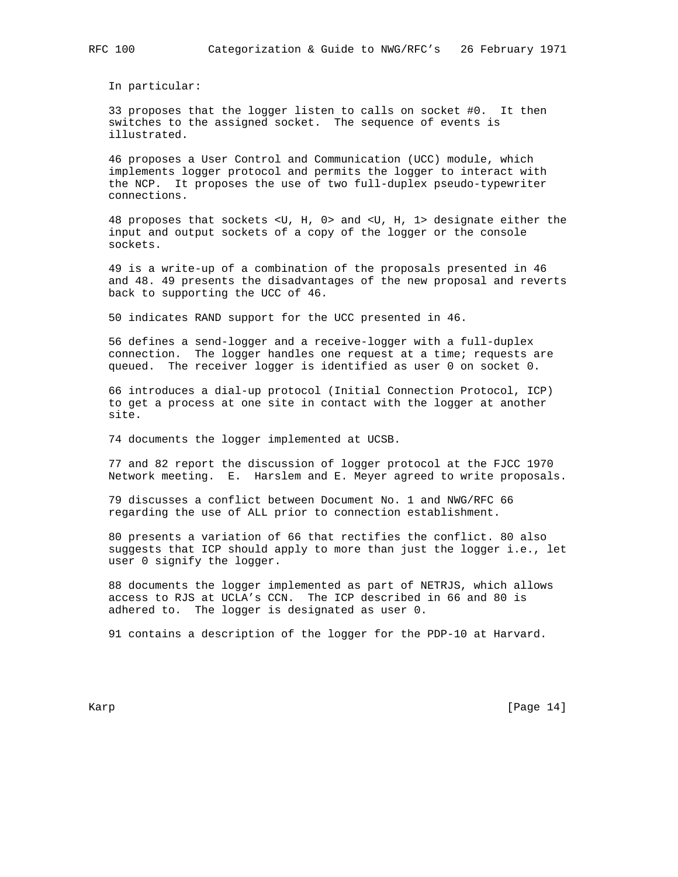In particular:

33 proposes that the logger listen to calls on socket #0. It then switches to the assigned socket. The sequence of events is illustrated.

46 proposes a User Control and Communication (UCC) module, which implements logger protocol and permits the logger to interact with the NCP. It proposes the use of two full-duplex pseudo-typewriter connections.

48 proposes that sockets <U, H, 0> and <U, H, 1> designate either the input and output sockets of a copy of the logger or the console sockets.

49 is a write-up of a combination of the proposals presented in 46 and 48. 49 presents the disadvantages of the new proposal and reverts back to supporting the UCC of 46.

50 indicates RAND support for the UCC presented in 46.

56 defines a send-logger and a receive-logger with a full-duplex connection. The logger handles one request at a time; requests are queued. The receiver logger is identified as user 0 on socket 0.

66 introduces a dial-up protocol (Initial Connection Protocol, ICP) to get a process at one site in contact with the logger at another site.

74 documents the logger implemented at UCSB.

77 and 82 report the discussion of logger protocol at the FJCC 1970 Network meeting. E. Harslem and E. Meyer agreed to write proposals.

79 discusses a conflict between Document No. 1 and NWG/RFC 66 regarding the use of ALL prior to connection establishment.

80 presents a variation of 66 that rectifies the conflict. 80 also suggests that ICP should apply to more than just the logger i.e., let user 0 signify the logger.

88 documents the logger implemented as part of NETRJS, which allows access to RJS at UCLA's CCN. The ICP described in 66 and 80 is adhered to. The logger is designated as user 0.

91 contains a description of the logger for the PDP-10 at Harvard.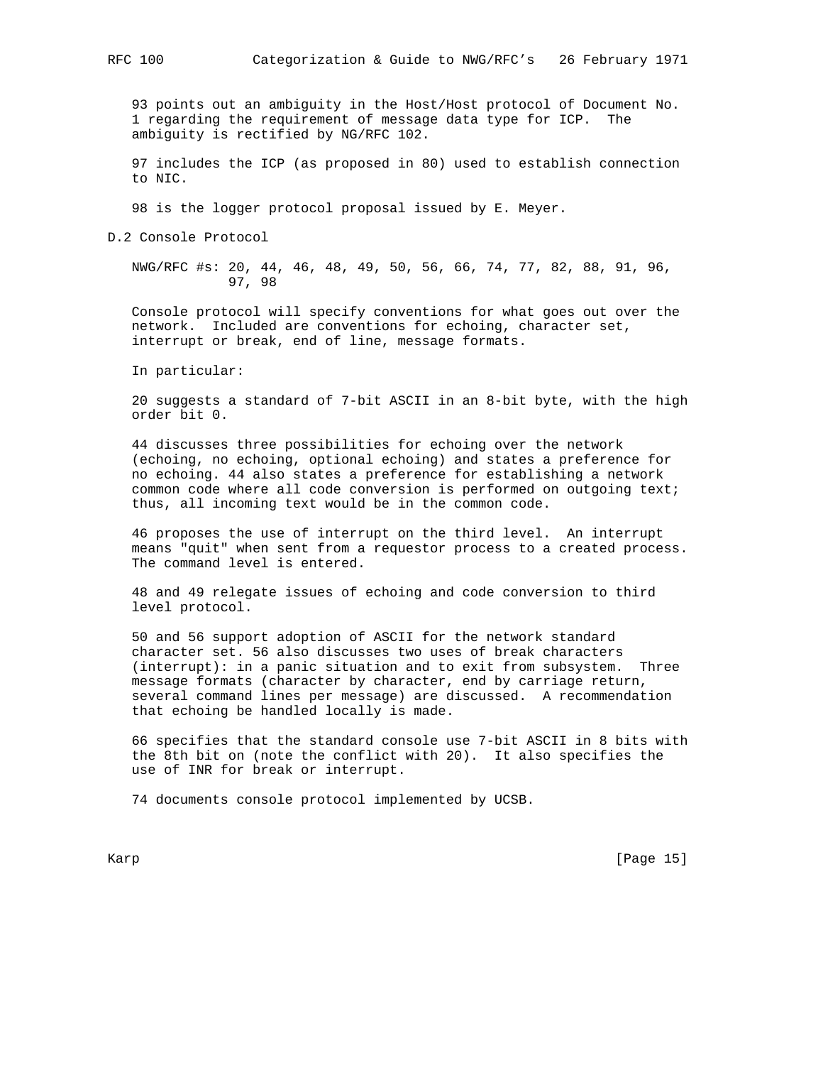93 points out an ambiguity in the Host/Host protocol of Document No. 1 regarding the requirement of message data type for ICP. The ambiguity is rectified by NG/RFC 102.

97 includes the ICP (as proposed in 80) used to establish connection to NIC.

98 is the logger protocol proposal issued by E. Meyer.

## D.2 Console Protocol

NWG/RFC #s: 20, 44, 46, 48, 49, 50, 56, 66, 74, 77, 82, 88, 91, 96, 97, 98

Console protocol will specify conventions for what goes out over the network. Included are conventions for echoing, character set, interrupt or break, end of line, message formats.

In particular:

20 suggests a standard of 7-bit ASCII in an 8-bit byte, with the high order bit 0.

44 discusses three possibilities for echoing over the network (echoing, no echoing, optional echoing) and states a preference for no echoing. 44 also states a preference for establishing a network common code where all code conversion is performed on outgoing text; thus, all incoming text would be in the common code.

46 proposes the use of interrupt on the third level. An interrupt means "quit" when sent from a requestor process to a created process. The command level is entered.

48 and 49 relegate issues of echoing and code conversion to third level protocol.

50 and 56 support adoption of ASCII for the network standard character set. 56 also discusses two uses of break characters (interrupt): in a panic situation and to exit from subsystem. Three message formats (character by character, end by carriage return, several command lines per message) are discussed. A recommendation that echoing be handled locally is made.

66 specifies that the standard console use 7-bit ASCII in 8 bits with the 8th bit on (note the conflict with 20). It also specifies the use of INR for break or interrupt.

74 documents console protocol implemented by UCSB.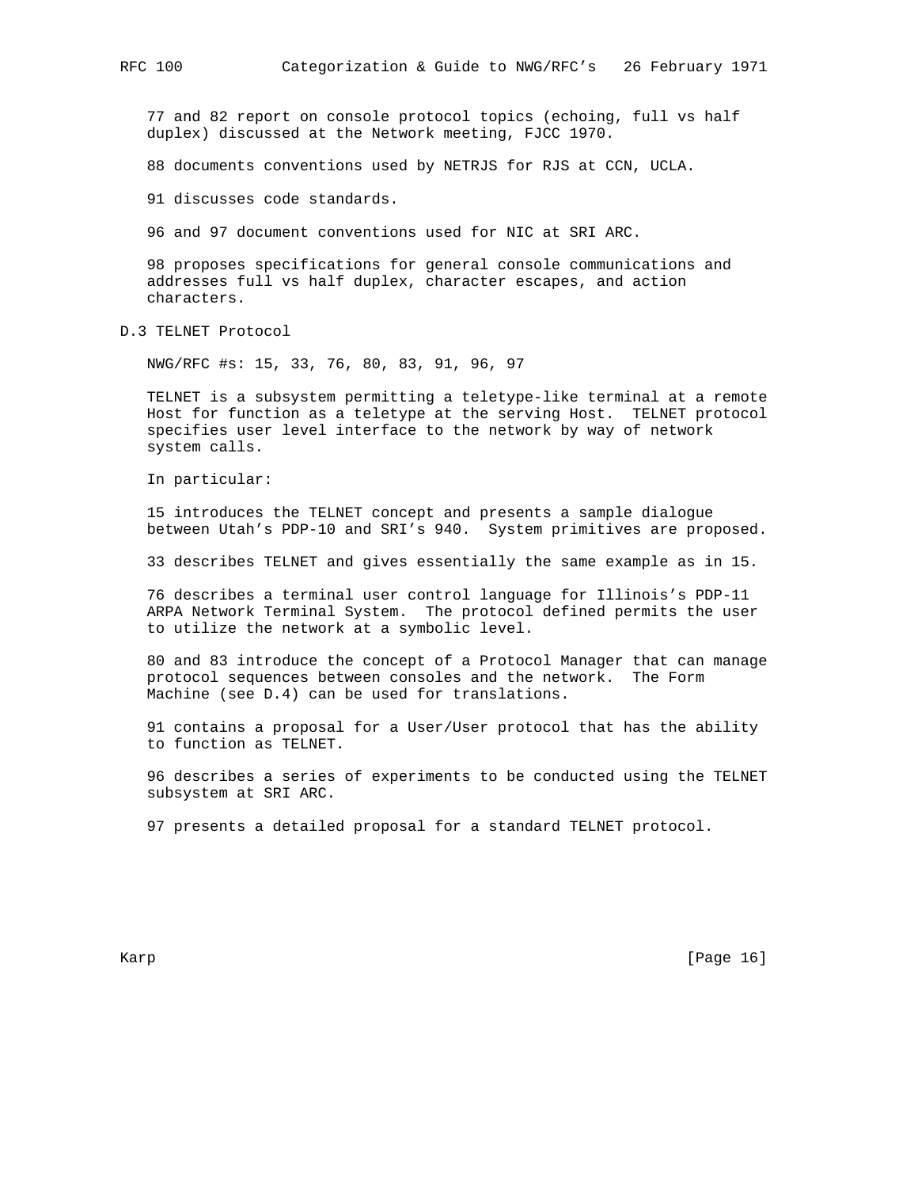77 and 82 report on console protocol topics (echoing, full vs half duplex) discussed at the Network meeting, FJCC 1970.

88 documents conventions used by NETRJS for RJS at CCN, UCLA.

91 discusses code standards.

96 and 97 document conventions used for NIC at SRI ARC.

98 proposes specifications for general console communications and addresses full vs half duplex, character escapes, and action characters.

### D.3 TELNET Protocol

NWG/RFC #s: 15, 33, 76, 80, 83, 91, 96, 97

TELNET is a subsystem permitting a teletype-like terminal at a remote Host for function as a teletype at the serving Host. TELNET protocol specifies user level interface to the network by way of network system calls.

In particular:

15 introduces the TELNET concept and presents a sample dialogue between Utah's PDP-10 and SRI's 940. System primitives are proposed.

33 describes TELNET and gives essentially the same example as in 15.

76 describes a terminal user control language for Illinois's PDP-11 ARPA Network Terminal System. The protocol defined permits the user to utilize the network at a symbolic level.

80 and 83 introduce the concept of a Protocol Manager that can manage protocol sequences between consoles and the network. The Form Machine (see D.4) can be used for translations.

91 contains a proposal for a User/User protocol that has the ability to function as TELNET.

96 describes a series of experiments to be conducted using the TELNET subsystem at SRI ARC.

97 presents a detailed proposal for a standard TELNET protocol.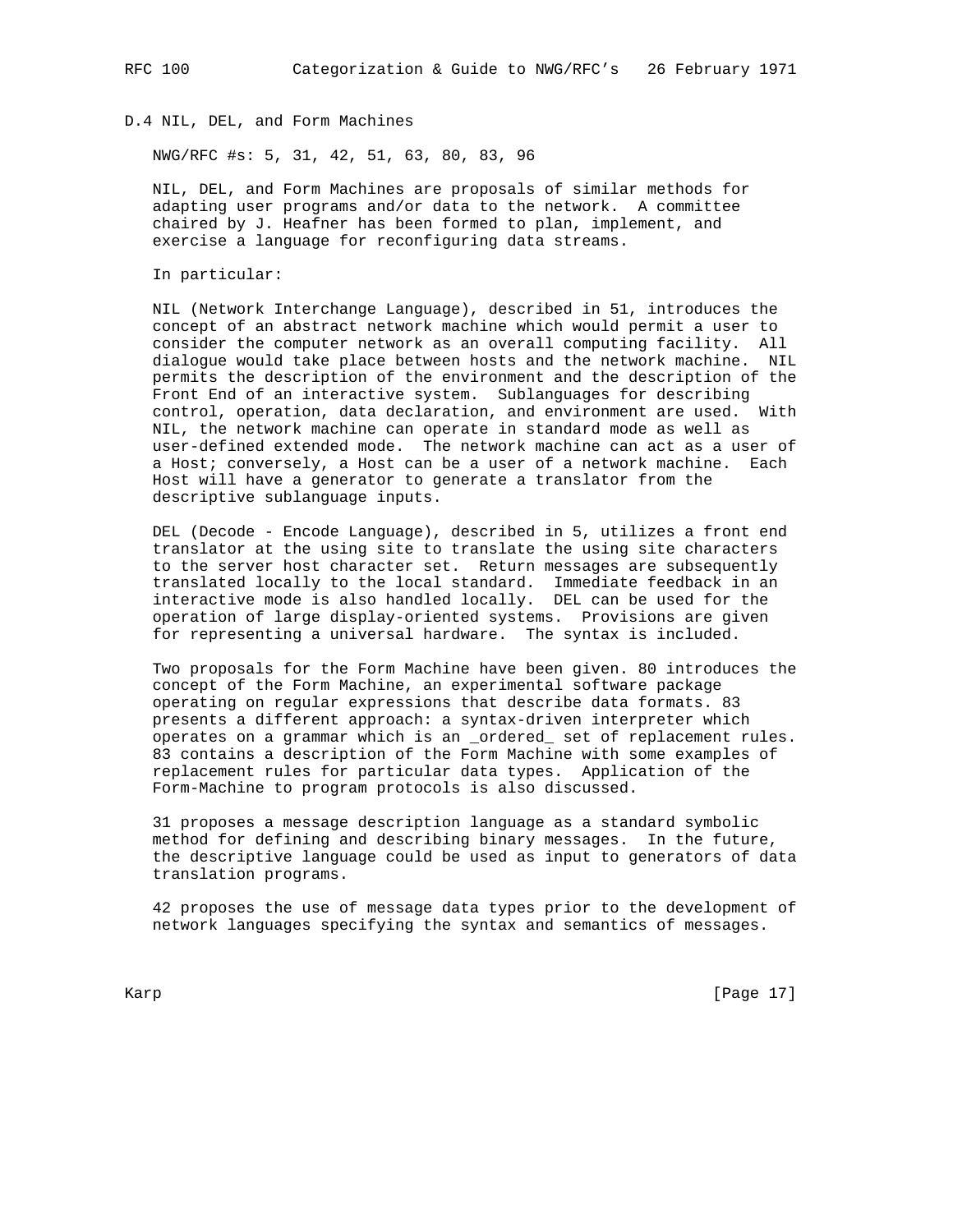## D.4 NIL, DEL, and Form Machines

NWG/RFC #s: 5, 31, 42, 51, 63, 80, 83, 96

NIL, DEL, and Form Machines are proposals of similar methods for adapting user programs and/or data to the network. A committee chaired by J. Heafner has been formed to plan, implement, and exercise a language for reconfiguring data streams.

In particular:

NIL (Network Interchange Language), described in 51, introduces the concept of an abstract network machine which would permit a user to consider the computer network as an overall computing facility. All dialogue would take place between hosts and the network machine. NIL permits the description of the environment and the description of the Front End of an interactive system. Sublanguages for describing control, operation, data declaration, and environment are used. With NIL, the network machine can operate in standard mode as well as user-defined extended mode. The network machine can act as a user of a Host; conversely, a Host can be a user of a network machine. Each Host will have a generator to generate a translator from the descriptive sublanguage inputs.

DEL (Decode - Encode Language), described in 5, utilizes a front end translator at the using site to translate the using site characters to the server host character set. Return messages are subsequently translated locally to the local standard. Immediate feedback in an interactive mode is also handled locally. DEL can be used for the operation of large display-oriented systems. Provisions are given for representing a universal hardware. The syntax is included.

Two proposals for the Form Machine have been given. 80 introduces the concept of the Form Machine, an experimental software package operating on regular expressions that describe data formats. 83 presents a different approach: a syntax-driven interpreter which operates on a grammar which is an _ordered_ set of replacement rules. 83 contains a description of the Form Machine with some examples of replacement rules for particular data types. Application of the Form-Machine to program protocols is also discussed.

31 proposes a message description language as a standard symbolic method for defining and describing binary messages. In the future, the descriptive language could be used as input to generators of data translation programs.

42 proposes the use of message data types prior to the development of network languages specifying the syntax and semantics of messages.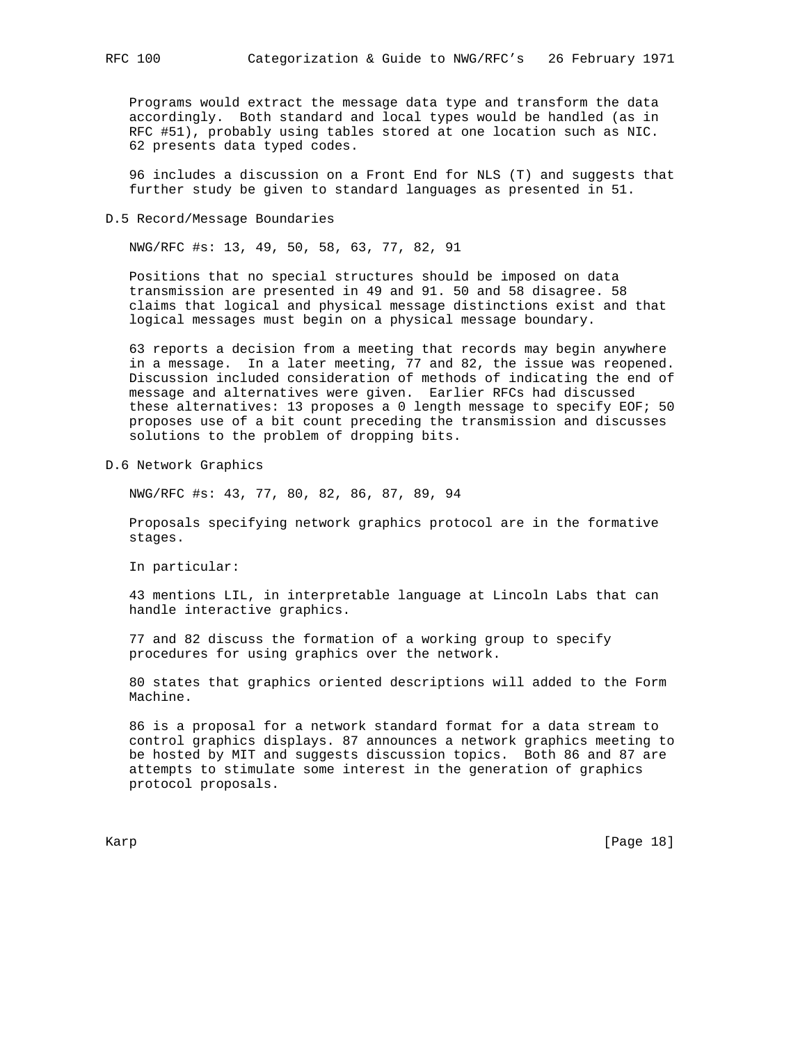Programs would extract the message data type and transform the data accordingly. Both standard and local types would be handled (as in RFC #51), probably using tables stored at one location such as NIC. 62 presents data typed codes.

96 includes a discussion on a Front End for NLS (T) and suggests that further study be given to standard languages as presented in 51.

### D.5 Record/Message Boundaries

NWG/RFC #s: 13, 49, 50, 58, 63, 77, 82, 91

Positions that no special structures should be imposed on data transmission are presented in 49 and 91. 50 and 58 disagree. 58 claims that logical and physical message distinctions exist and that logical messages must begin on a physical message boundary.

63 reports a decision from a meeting that records may begin anywhere in a message. In a later meeting, 77 and 82, the issue was reopened. Discussion included consideration of methods of indicating the end of message and alternatives were given. Earlier RFCs had discussed these alternatives: 13 proposes a 0 length message to specify EOF; 50 proposes use of a bit count preceding the transmission and discusses solutions to the problem of dropping bits.

### D.6 Network Graphics

NWG/RFC #s: 43, 77, 80, 82, 86, 87, 89, 94

Proposals specifying network graphics protocol are in the formative stages.

In particular:

43 mentions LIL, in interpretable language at Lincoln Labs that can handle interactive graphics.

77 and 82 discuss the formation of a working group to specify procedures for using graphics over the network.

80 states that graphics oriented descriptions will added to the Form Machine.

86 is a proposal for a network standard format for a data stream to control graphics displays. 87 announces a network graphics meeting to be hosted by MIT and suggests discussion topics. Both 86 and 87 are attempts to stimulate some interest in the generation of graphics protocol proposals.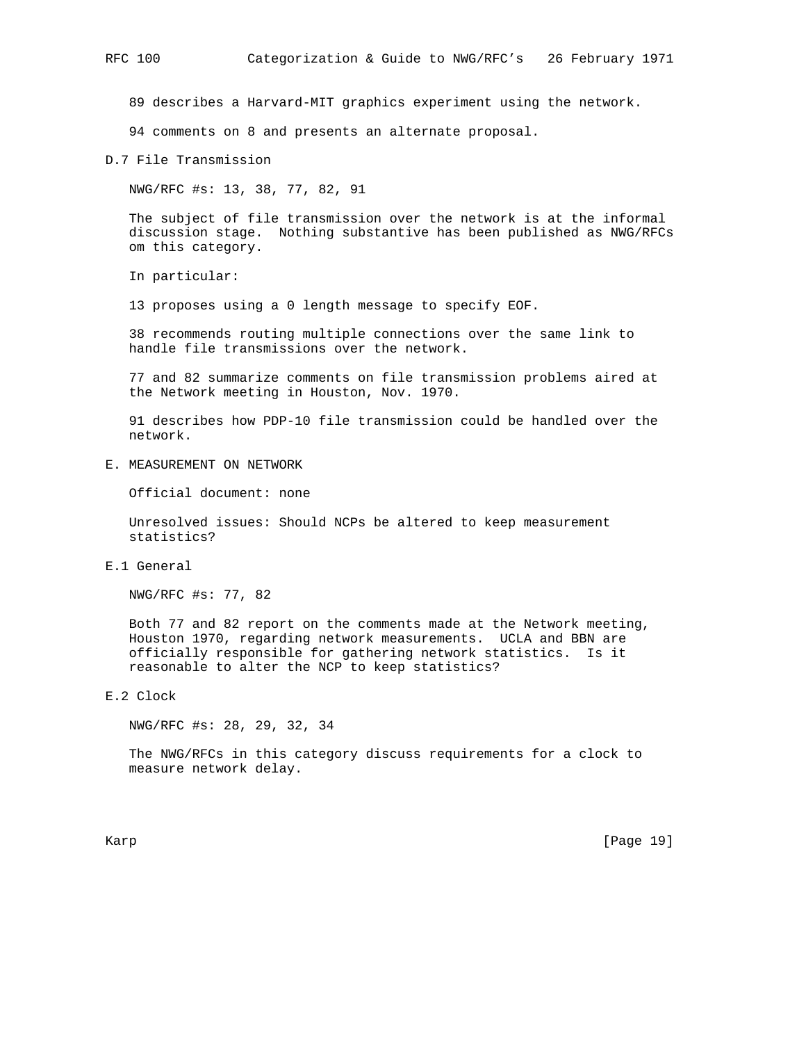89 describes a Harvard-MIT graphics experiment using the network.

94 comments on 8 and presents an alternate proposal.

### D.7 File Transmission

NWG/RFC #s: 13, 38, 77, 82, 91

The subject of file transmission over the network is at the informal discussion stage. Nothing substantive has been published as NWG/RFCs om this category.

In particular:

13 proposes using a 0 length message to specify EOF.

38 recommends routing multiple connections over the same link to handle file transmissions over the network.

77 and 82 summarize comments on file transmission problems aired at the Network meeting in Houston, Nov. 1970.

91 describes how PDP-10 file transmission could be handled over the network.

## E. MEASUREMENT ON NETWORK

Official document: none

Unresolved issues: Should NCPs be altered to keep measurement statistics?

### E.1 General

NWG/RFC #s: 77, 82

Both 77 and 82 report on the comments made at the Network meeting, Houston 1970, regarding network measurements. UCLA and BBN are officially responsible for gathering network statistics. Is it reasonable to alter the NCP to keep statistics?

### E.2 Clock

NWG/RFC #s: 28, 29, 32, 34

The NWG/RFCs in this category discuss requirements for a clock to measure network delay.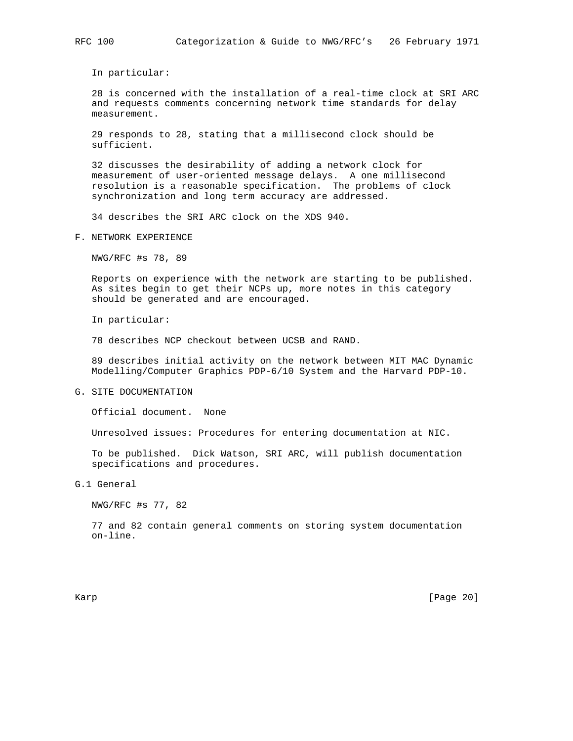In particular:

28 is concerned with the installation of a real-time clock at SRI ARC and requests comments concerning network time standards for delay measurement.

29 responds to 28, stating that a millisecond clock should be sufficient.

32 discusses the desirability of adding a network clock for measurement of user-oriented message delays. A one millisecond resolution is a reasonable specification. The problems of clock synchronization and long term accuracy are addressed.

34 describes the SRI ARC clock on the XDS 940.

## F. NETWORK EXPERIENCE

NWG/RFC #s 78, 89

Reports on experience with the network are starting to be published. As sites begin to get their NCPs up, more notes in this category should be generated and are encouraged.

In particular:

78 describes NCP checkout between UCSB and RAND.

89 describes initial activity on the network between MIT MAC Dynamic Modelling/Computer Graphics PDP-6/10 System and the Harvard PDP-10.

## G. SITE DOCUMENTATION

Official document. None

Unresolved issues: Procedures for entering documentation at NIC.

To be published. Dick Watson, SRI ARC, will publish documentation specifications and procedures.

### G.1 General

NWG/RFC #s 77, 82

77 and 82 contain general comments on storing system documentation on-line.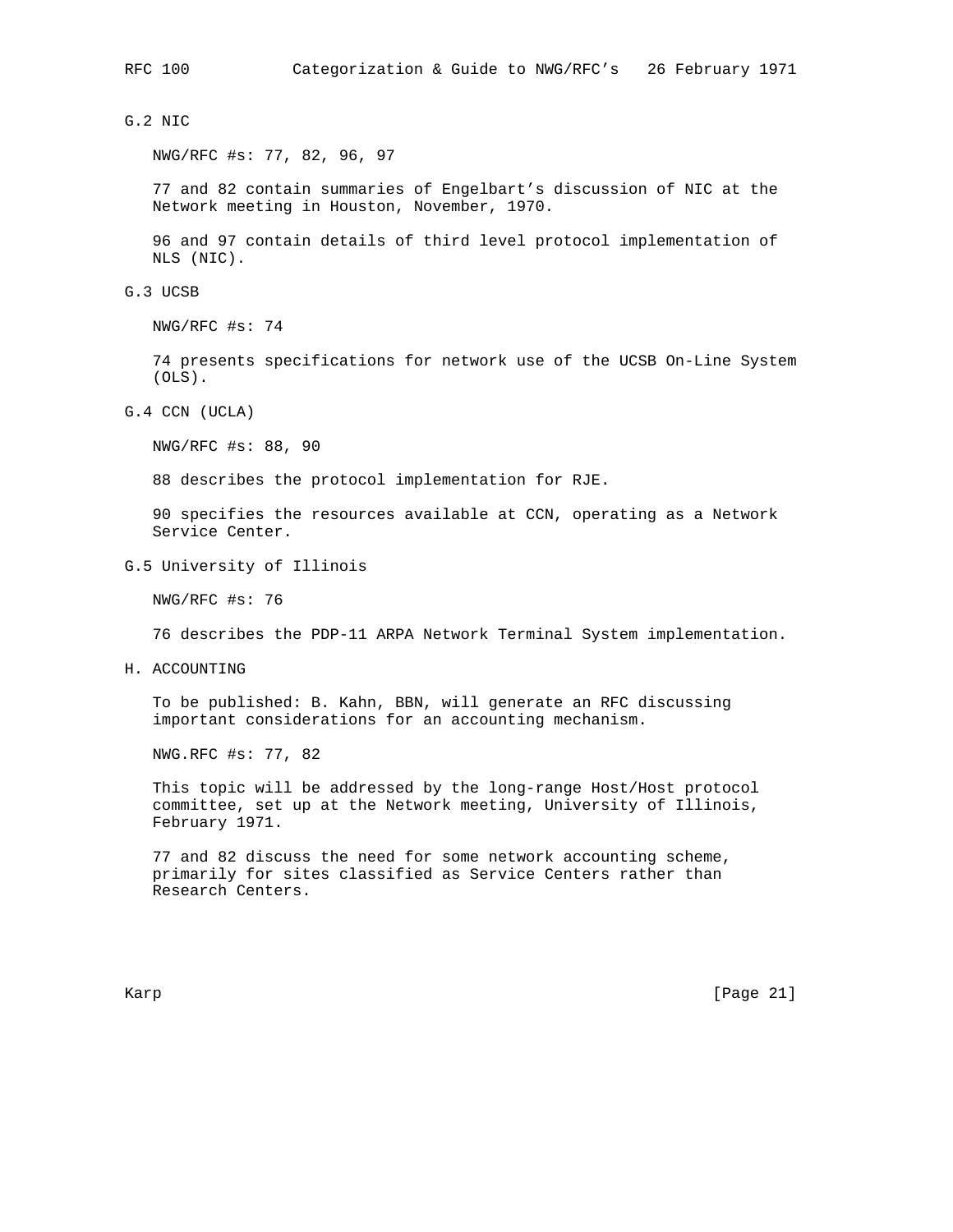### G.2 NIC

NWG/RFC #s: 77, 82, 96, 97

77 and 82 contain summaries of Engelbart's discussion of NIC at the Network meeting in Houston, November, 1970.

96 and 97 contain details of third level protocol implementation of NLS (NIC).

### G.3 UCSB

NWG/RFC #s: 74

74 presents specifications for network use of the UCSB On-Line System (OLS).

### G.4 CCN (UCLA)

NWG/RFC #s: 88, 90

88 describes the protocol implementation for RJE.

90 specifies the resources available at CCN, operating as a Network Service Center.

### G.5 University of Illinois

NWG/RFC #s: 76

76 describes the PDP-11 ARPA Network Terminal System implementation.

## H. ACCOUNTING

To be published: B. Kahn, BBN, will generate an RFC discussing important considerations for an accounting mechanism.

NWG.RFC #s: 77, 82

This topic will be addressed by the long-range Host/Host protocol committee, set up at the Network meeting, University of Illinois, February 1971.

77 and 82 discuss the need for some network accounting scheme, primarily for sites classified as Service Centers rather than Research Centers.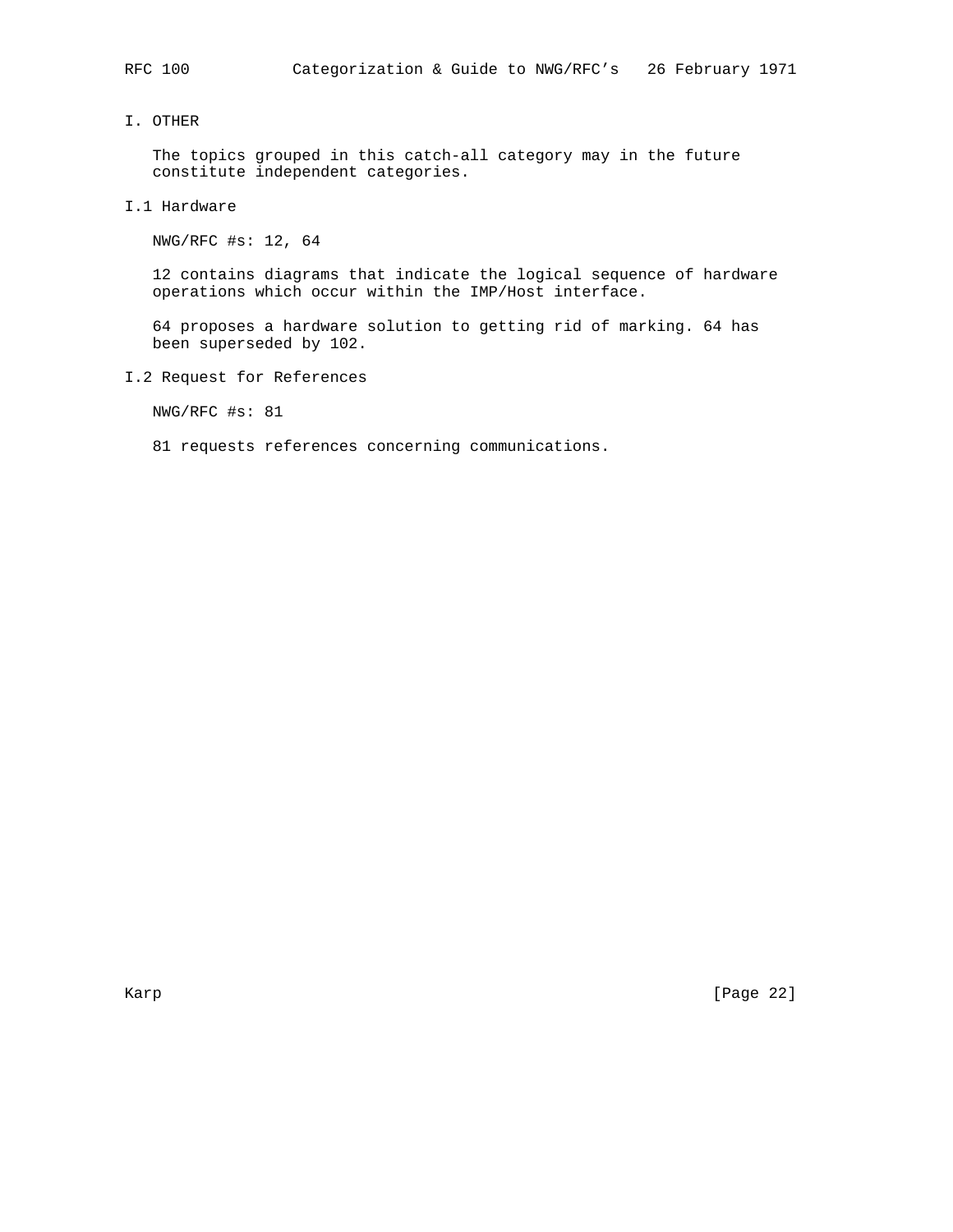## I. OTHER

The topics grouped in this catch-all category may in the future constitute independent categories.

### I.1 Hardware

NWG/RFC #s: 12, 64

12 contains diagrams that indicate the logical sequence of hardware operations which occur within the IMP/Host interface.

64 proposes a hardware solution to getting rid of marking. 64 has been superseded by 102.

### I.2 Request for References

NWG/RFC #s: 81

81 requests references concerning communications.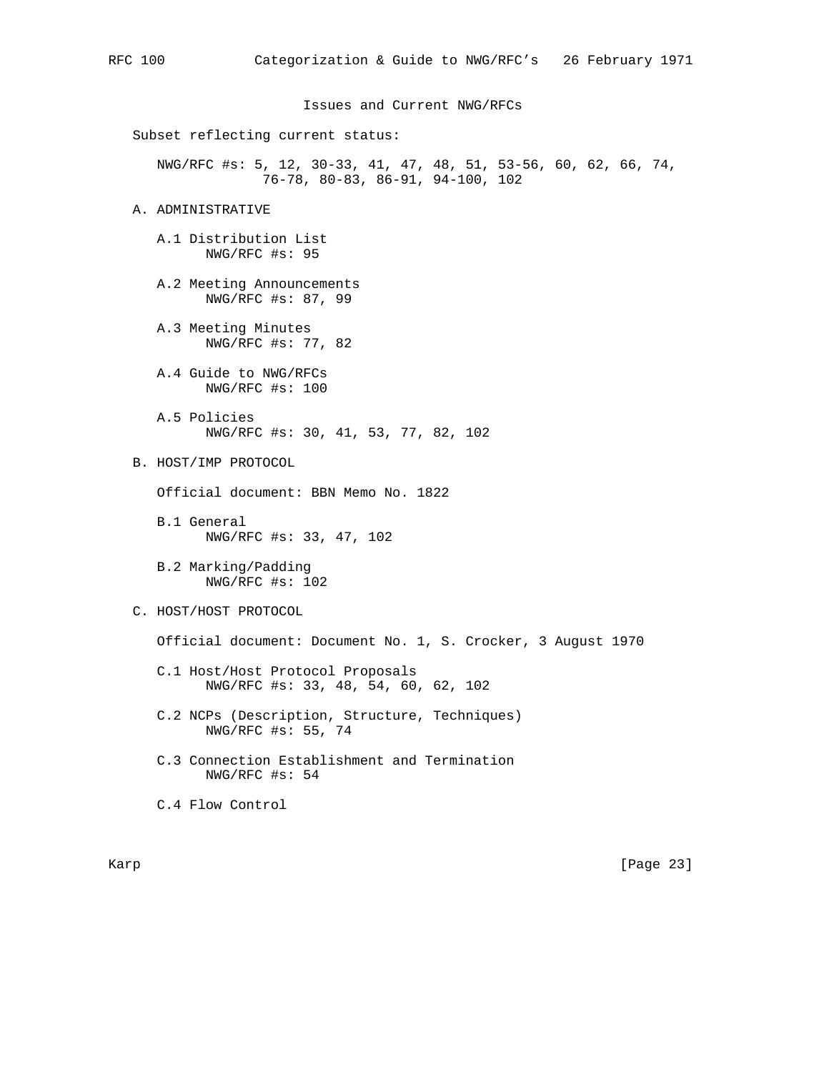## Issues and Current NWG/RFCs

Subset reflecting current status:

NWG/RFC #s: 5, 12, 30-33, 41, 47, 48, 51, 53-56, 60, 62, 66, 74, 76-78, 80-83, 86-91, 94-100, 102

### A. ADMINISTRATIVE

A.1 Distribution List
NWG/RFC #s: 95

A.2 Meeting Announcements
NWG/RFC #s: 87, 99

A.3 Meeting Minutes
NWG/RFC #s: 77, 82

A.4 Guide to NWG/RFCs
NWG/RFC #s: 100

A.5 Policies
NWG/RFC #s: 30, 41, 53, 77, 82, 102

### B. HOST/IMP PROTOCOL

Official document: BBN Memo No. 1822

B.1 General
NWG/RFC #s: 33, 47, 102

B.2 Marking/Padding
NWG/RFC #s: 102

### C. HOST/HOST PROTOCOL

Official document: Document No. 1, S. Crocker, 3 August 1970

C.1 Host/Host Protocol Proposals
NWG/RFC #s: 33, 48, 54, 60, 62, 102

C.2 NCPs (Description, Structure, Techniques)
NWG/RFC #s: 55, 74

C.3 Connection Establishment and Termination
NWG/RFC #s: 54

C.4 Flow Control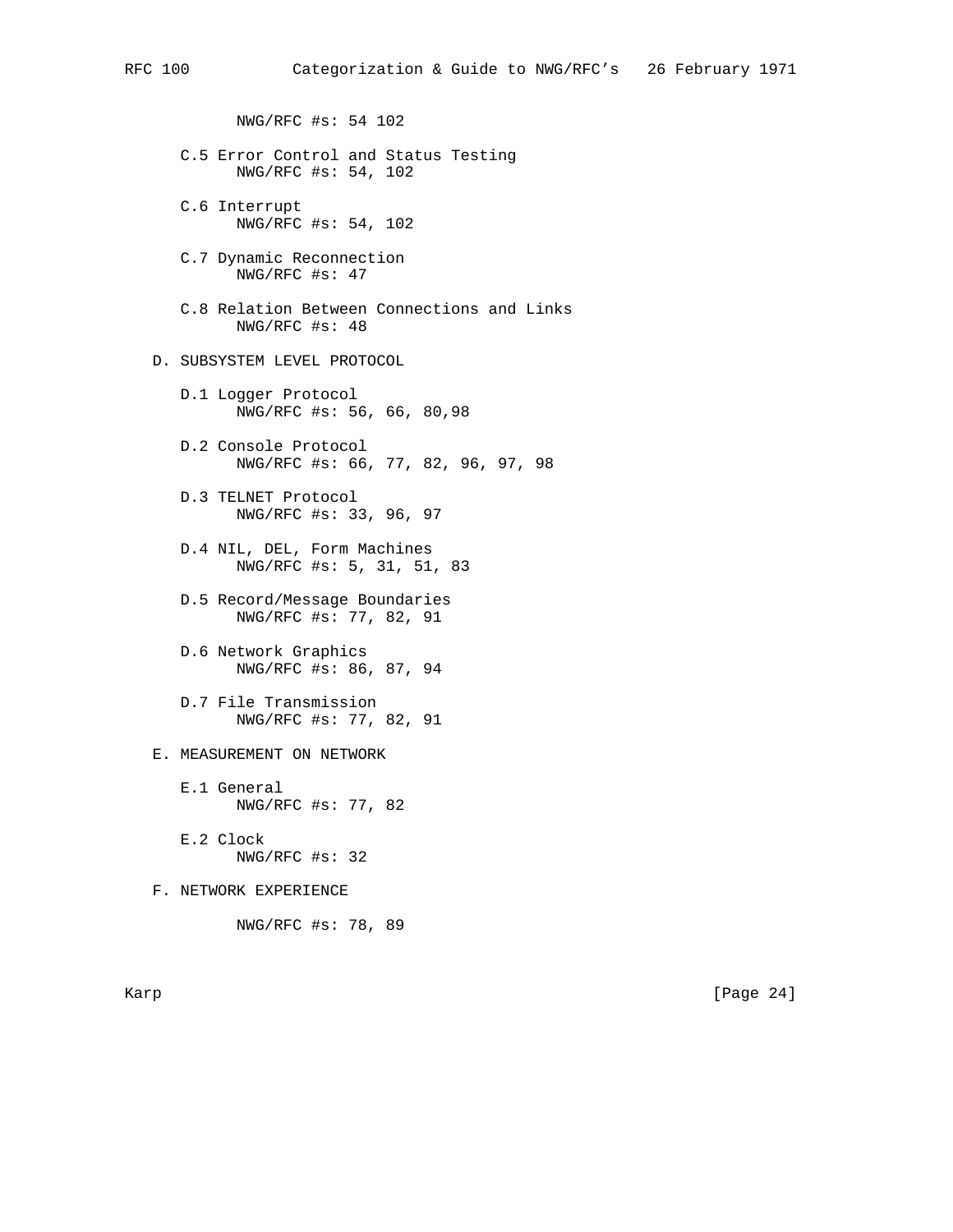NWG/RFC #s: 54 102

C.5 Error Control and Status Testing
NWG/RFC #s: 54, 102

C.6 Interrupt
NWG/RFC #s: 54, 102

C.7 Dynamic Reconnection
NWG/RFC #s: 47

C.8 Relation Between Connections and Links
NWG/RFC #s: 48

D. SUBSYSTEM LEVEL PROTOCOL

D.1 Logger Protocol
NWG/RFC #s: 56, 66, 80,98

D.2 Console Protocol
NWG/RFC #s: 66, 77, 82, 96, 97, 98

D.3 TELNET Protocol
NWG/RFC #s: 33, 96, 97

D.4 NIL, DEL, Form Machines
NWG/RFC #s: 5, 31, 51, 83

D.5 Record/Message Boundaries
NWG/RFC #s: 77, 82, 91

D.6 Network Graphics
NWG/RFC #s: 86, 87, 94

D.7 File Transmission
NWG/RFC #s: 77, 82, 91

E. MEASUREMENT ON NETWORK

E.1 General
NWG/RFC #s: 77, 82

E.2 Clock
NWG/RFC #s: 32

F. NETWORK EXPERIENCE

NWG/RFC #s: 78, 89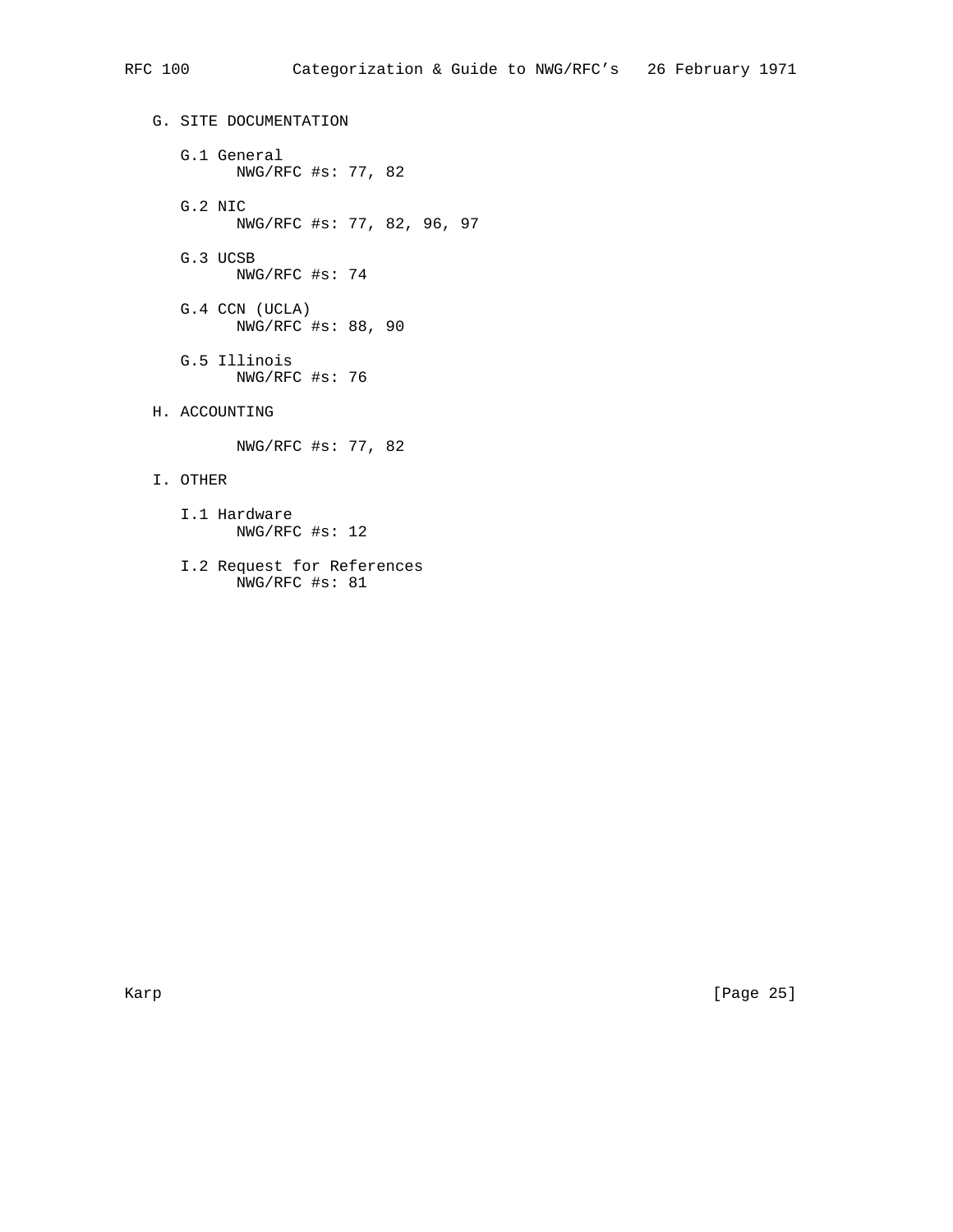## G. SITE DOCUMENTATION

### G.1 General

NWG/RFC #s: 77, 82

### G.2 NIC

NWG/RFC #s: 77, 82, 96, 97

### G.3 UCSB

NWG/RFC #s: 74

### G.4 CCN (UCLA)

NWG/RFC #s: 88, 90

### G.5 Illinois

NWG/RFC #s: 76

## H. ACCOUNTING

NWG/RFC #s: 77, 82

## I. OTHER

### I.1 Hardware

NWG/RFC #s: 12

### I.2 Request for References

NWG/RFC #s: 81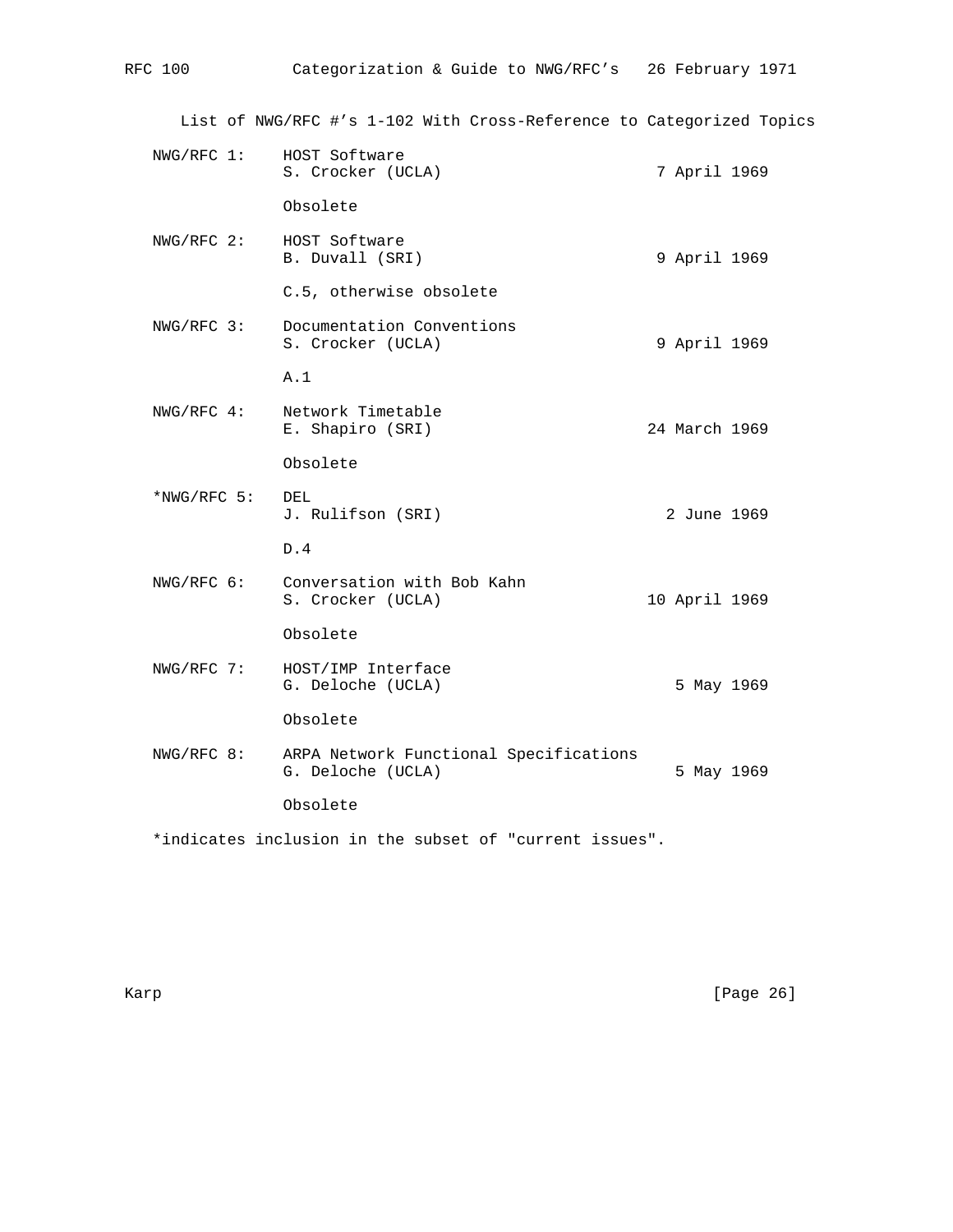List of NWG/RFC #'s 1-102 With Cross-Reference to Categorized Topics

NWG/RFC 1: HOST Software
S. Crocker (UCLA) 7 April 1969

Obsolete

NWG/RFC 2: HOST Software
B. Duvall (SRI) 9 April 1969

C.5, otherwise obsolete

NWG/RFC 3: Documentation Conventions
S. Crocker (UCLA) 9 April 1969

A.1

NWG/RFC 4: Network Timetable
E. Shapiro (SRI) 24 March 1969

Obsolete

*NWG/RFC 5: DEL
J. Rulifson (SRI) 2 June 1969

D.4

NWG/RFC 6: Conversation with Bob Kahn
S. Crocker (UCLA) 10 April 1969

Obsolete

NWG/RFC 7: HOST/IMP Interface
G. Deloche (UCLA) 5 May 1969

Obsolete

NWG/RFC 8: ARPA Network Functional Specifications
G. Deloche (UCLA) 5 May 1969

Obsolete

*indicates inclusion in the subset of "current issues".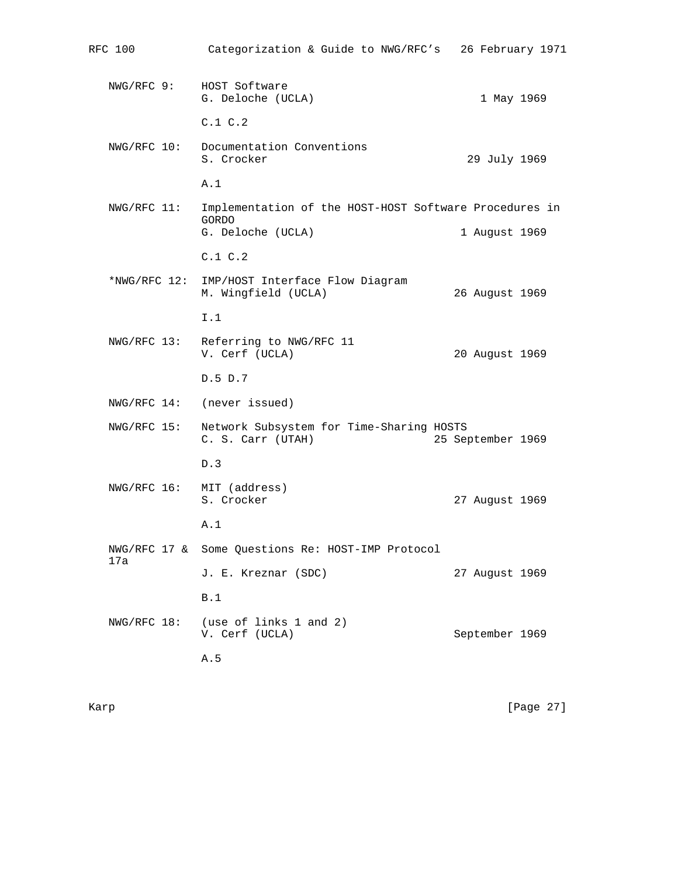NWG/RFC 9: HOST Software
G. Deloche (UCLA) 1 May 1969

C.1 C.2

NWG/RFC 10: Documentation Conventions
S. Crocker 29 July 1969

A.1

NWG/RFC 11: Implementation of the HOST-HOST Software Procedures in GORDO
G. Deloche (UCLA) 1 August 1969

C.1 C.2

*NWG/RFC 12: IMP/HOST Interface Flow Diagram
M. Wingfield (UCLA) 26 August 1969

I.1

NWG/RFC 13: Referring to NWG/RFC 11
V. Cerf (UCLA) 20 August 1969

D.5 D.7

NWG/RFC 14: (never issued)

NWG/RFC 15: Network Subsystem for Time-Sharing HOSTS
C. S. Carr (UTAH) 25 September 1969

D.3

NWG/RFC 16: MIT (address)
S. Crocker 27 August 1969

A.1

NWG/RFC 17 & 17a: Some Questions Re: HOST-IMP Protocol
J. E. Kreznar (SDC) 27 August 1969

B.1

NWG/RFC 18: (use of links 1 and 2)
V. Cerf (UCLA) September 1969

A.5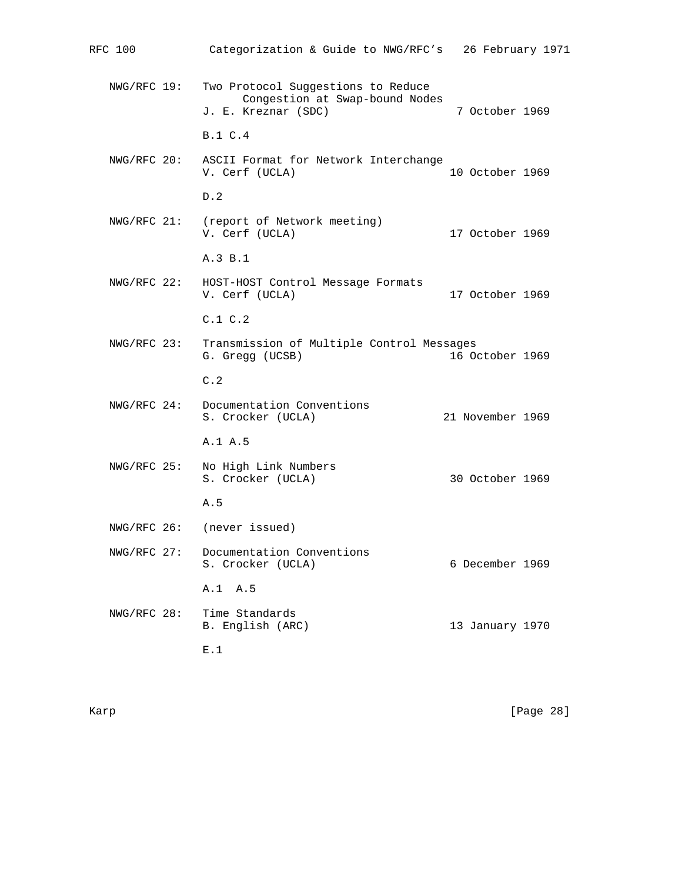```
   NWG/RFC 19:   Two Protocol Suggestions to Reduce
                       Congestion at Swap-bound Nodes
                 J. E. Kreznar (SDC)                  7 October 1969

                 B.1 C.4

   NWG/RFC 20:   ASCII Format for Network Interchange
                 V. Cerf (UCLA)                      10 October 1969

                 D.2

   NWG/RFC 21:   (report of Network meeting)
                 V. Cerf (UCLA)                      17 October 1969

                 A.3 B.1

   NWG/RFC 22:   HOST-HOST Control Message Formats
                 V. Cerf (UCLA)                      17 October 1969

                 C.1 C.2

   NWG/RFC 23:   Transmission of Multiple Control Messages
                 G. Gregg (UCSB)                     16 October 1969

                 C.2

   NWG/RFC 24:   Documentation Conventions
                 S. Crocker (UCLA)                  21 November 1969

                 A.1 A.5

   NWG/RFC 25:   No High Link Numbers
                 S. Crocker (UCLA)                   30 October 1969

                 A.5

   NWG/RFC 26:   (never issued)

   NWG/RFC 27:   Documentation Conventions
                 S. Crocker (UCLA)                   6 December 1969

                 A.1  A.5

   NWG/RFC 28:   Time Standards
                 B. English (ARC)                    13 January 1970

                 E.1
```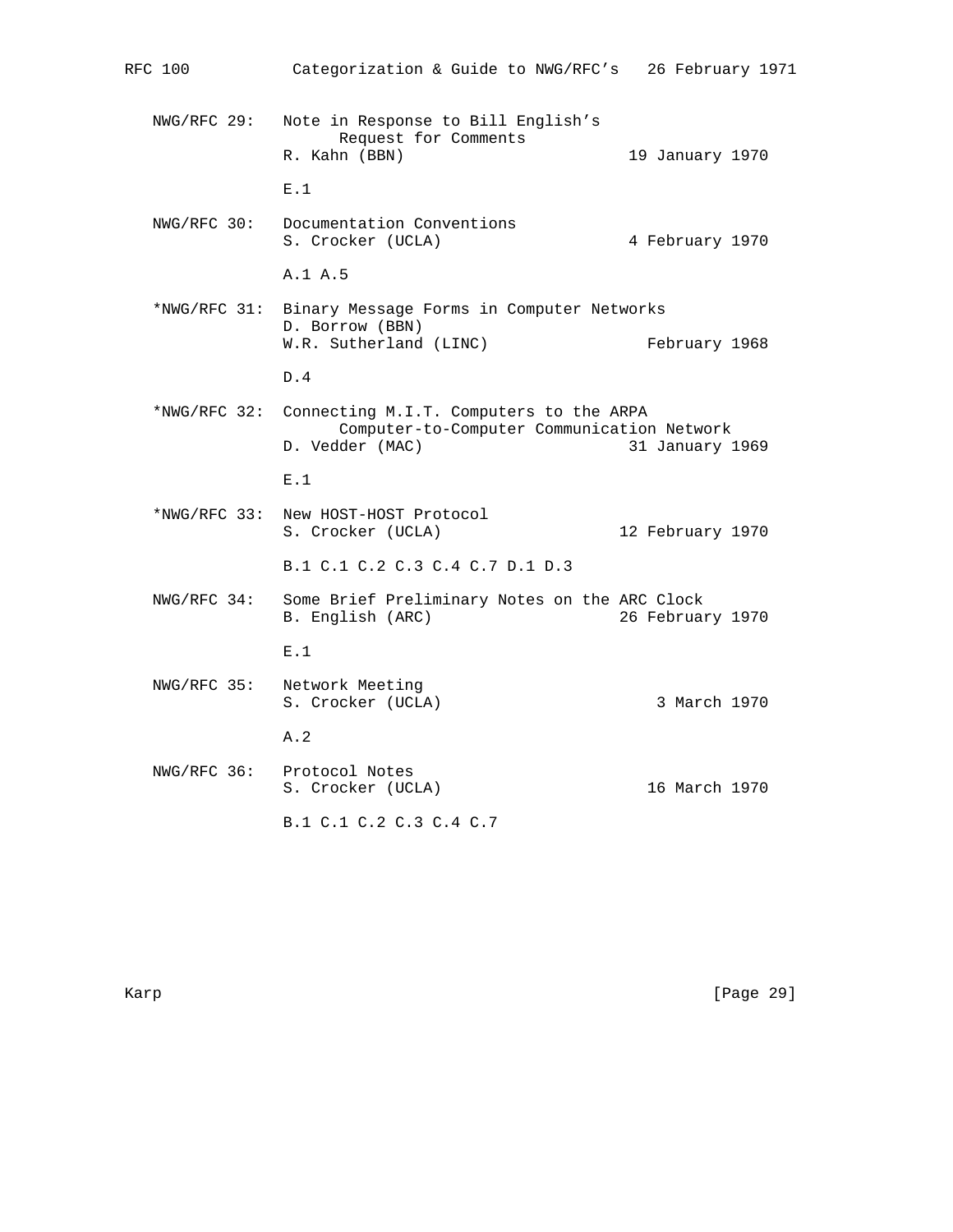```
   NWG/RFC 29:   Note in Response to Bill English's
                        Request for Comments
                 R. Kahn (BBN)                       19 January 1970

                 E.1

   NWG/RFC 30:   Documentation Conventions
                 S. Crocker (UCLA)                   4 February 1970

                 A.1 A.5

   *NWG/RFC 31:  Binary Message Forms in Computer Networks
                 D. Borrow (BBN)
                 W.R. Sutherland (LINC)                February 1968

                 D.4

   *NWG/RFC 32:  Connecting M.I.T. Computers to the ARPA
                        Computer-to-Computer Communication Network
                 D. Vedder (MAC)                     31 January 1969

                 E.1

   *NWG/RFC 33:  New HOST-HOST Protocol
                 S. Crocker (UCLA)                  12 February 1970

                 B.1 C.1 C.2 C.3 C.4 C.7 D.1 D.3

   NWG/RFC 34:   Some Brief Preliminary Notes on the ARC Clock
                 B. English (ARC)                   26 February 1970

                 E.1

   NWG/RFC 35:   Network Meeting
                 S. Crocker (UCLA)                      3 March 1970

                 A.2

   NWG/RFC 36:   Protocol Notes
                 S. Crocker (UCLA)                     16 March 1970

                 B.1 C.1 C.2 C.3 C.4 C.7
```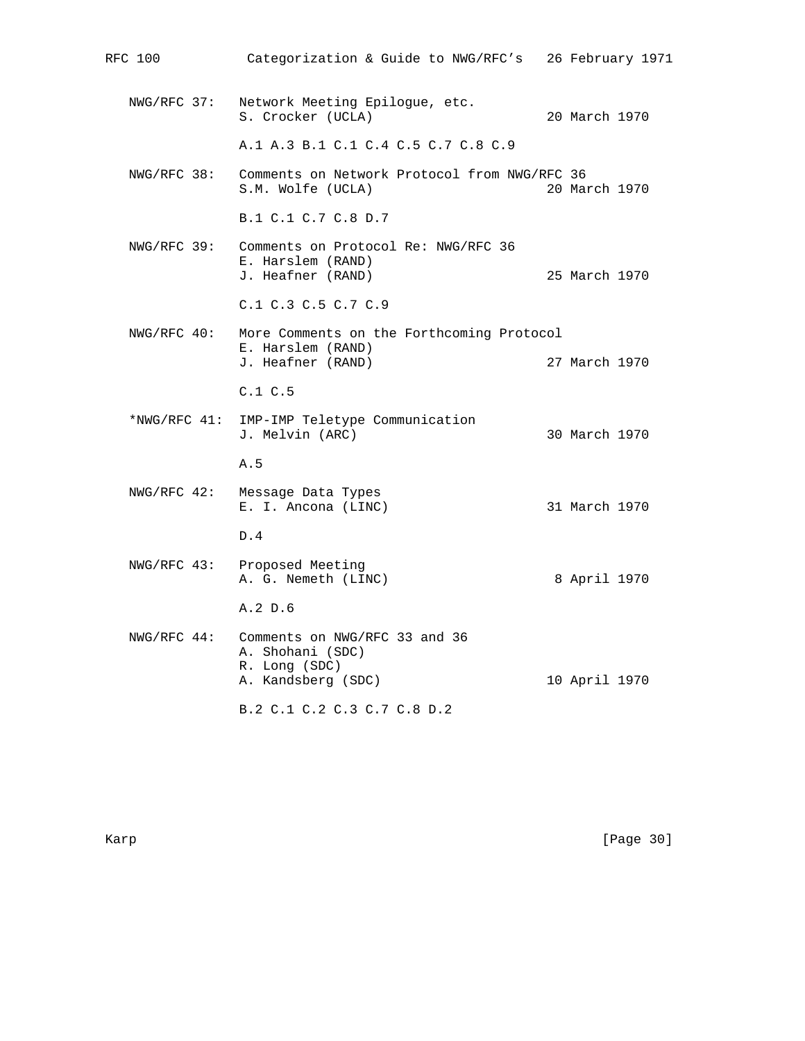```
   NWG/RFC 37:   Network Meeting Epilogue, etc.
                 S. Crocker (UCLA)                      20 March 1970

                 A.1 A.3 B.1 C.1 C.4 C.5 C.7 C.8 C.9

   NWG/RFC 38:   Comments on Network Protocol from NWG/RFC 36
                 S.M. Wolfe (UCLA)                      20 March 1970

                 B.1 C.1 C.7 C.8 D.7

   NWG/RFC 39:   Comments on Protocol Re: NWG/RFC 36
                 E. Harslem (RAND)
                 J. Heafner (RAND)                      25 March 1970

                 C.1 C.3 C.5 C.7 C.9

   NWG/RFC 40:   More Comments on the Forthcoming Protocol
                 E. Harslem (RAND)
                 J. Heafner (RAND)                      27 March 1970

                 C.1 C.5

   *NWG/RFC 41:  IMP-IMP Teletype Communication
                 J. Melvin (ARC)                        30 March 1970

                 A.5

   NWG/RFC 42:   Message Data Types
                 E. I. Ancona (LINC)                    31 March 1970

                 D.4

   NWG/RFC 43:   Proposed Meeting
                 A. G. Nemeth (LINC)                     8 April 1970

                 A.2 D.6

   NWG/RFC 44:   Comments on NWG/RFC 33 and 36
                 A. Shohani (SDC)
                 R. Long (SDC)
                 A. Kandsberg (SDC)                     10 April 1970

                 B.2 C.1 C.2 C.3 C.7 C.8 D.2
```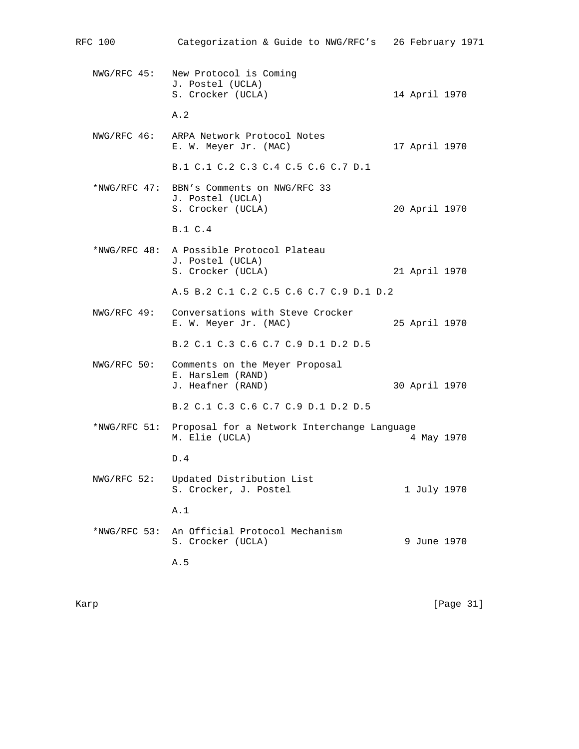```
   NWG/RFC 45:   New Protocol is Coming
                 J. Postel (UCLA)
                 S. Crocker (UCLA)                      14 April 1970

                 A.2

   NWG/RFC 46:   ARPA Network Protocol Notes
                 E. W. Meyer Jr. (MAC)                  17 April 1970

                 B.1 C.1 C.2 C.3 C.4 C.5 C.6 C.7 D.1

   *NWG/RFC 47:  BBN's Comments on NWG/RFC 33
                 J. Postel (UCLA)
                 S. Crocker (UCLA)                      20 April 1970

                 B.1 C.4

   *NWG/RFC 48:  A Possible Protocol Plateau
                 J. Postel (UCLA)
                 S. Crocker (UCLA)                      21 April 1970

                 A.5 B.2 C.1 C.2 C.5 C.6 C.7 C.9 D.1 D.2

   NWG/RFC 49:   Conversations with Steve Crocker
                 E. W. Meyer Jr. (MAC)                  25 April 1970

                 B.2 C.1 C.3 C.6 C.7 C.9 D.1 D.2 D.5

   NWG/RFC 50:   Comments on the Meyer Proposal
                 E. Harslem (RAND)
                 J. Heafner (RAND)                      30 April 1970

                 B.2 C.1 C.3 C.6 C.7 C.9 D.1 D.2 D.5

   *NWG/RFC 51:  Proposal for a Network Interchange Language
                 M. Elie (UCLA)                           4 May 1970

                 D.4

   NWG/RFC 52:   Updated Distribution List
                 S. Crocker, J. Postel                     1 July 1970

                 A.1

   *NWG/RFC 53:  An Official Protocol Mechanism
                 S. Crocker (UCLA)                         9 June 1970

                 A.5
```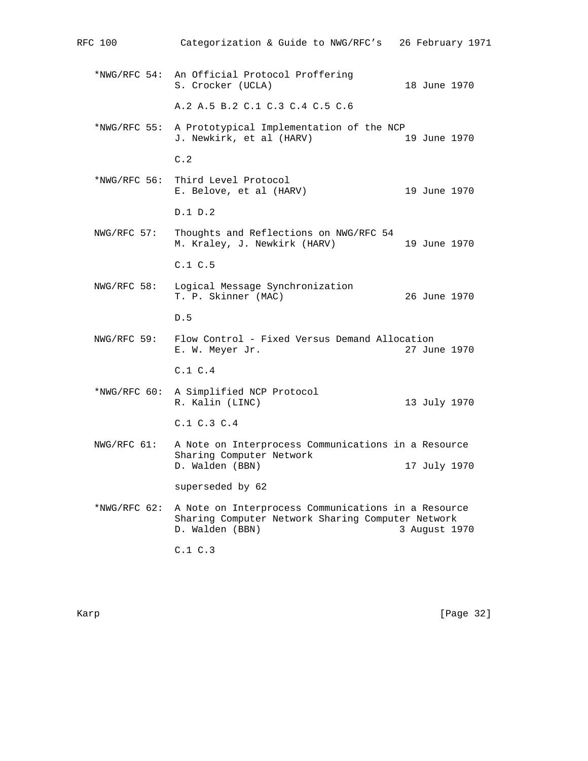```
   *NWG/RFC 54:  An Official Protocol Proffering
                 S. Crocker (UCLA)                     18 June 1970

                 A.2 A.5 B.2 C.1 C.3 C.4 C.5 C.6

   *NWG/RFC 55:  A Prototypical Implementation of the NCP
                 J. Newkirk, et al (HARV)              19 June 1970

                 C.2

   *NWG/RFC 56:  Third Level Protocol
                 E. Belove, et al (HARV)               19 June 1970

                 D.1 D.2

   NWG/RFC 57:   Thoughts and Reflections on NWG/RFC 54
                 M. Kraley, J. Newkirk (HARV)          19 June 1970

                 C.1 C.5

   NWG/RFC 58:   Logical Message Synchronization
                 T. P. Skinner (MAC)                   26 June 1970

                 D.5

   NWG/RFC 59:   Flow Control - Fixed Versus Demand Allocation
                 E. W. Meyer Jr.                       27 June 1970

                 C.1 C.4

   *NWG/RFC 60:  A Simplified NCP Protocol
                 R. Kalin (LINC)                       13 July 1970

                 C.1 C.3 C.4

   NWG/RFC 61:   A Note on Interprocess Communications in a Resource
                 Sharing Computer Network
                 D. Walden (BBN)                       17 July 1970

                 superseded by 62

   *NWG/RFC 62:  A Note on Interprocess Communications in a Resource
                 Sharing Computer Network Sharing Computer Network
                 D. Walden (BBN)                      3 August 1970

                 C.1 C.3
```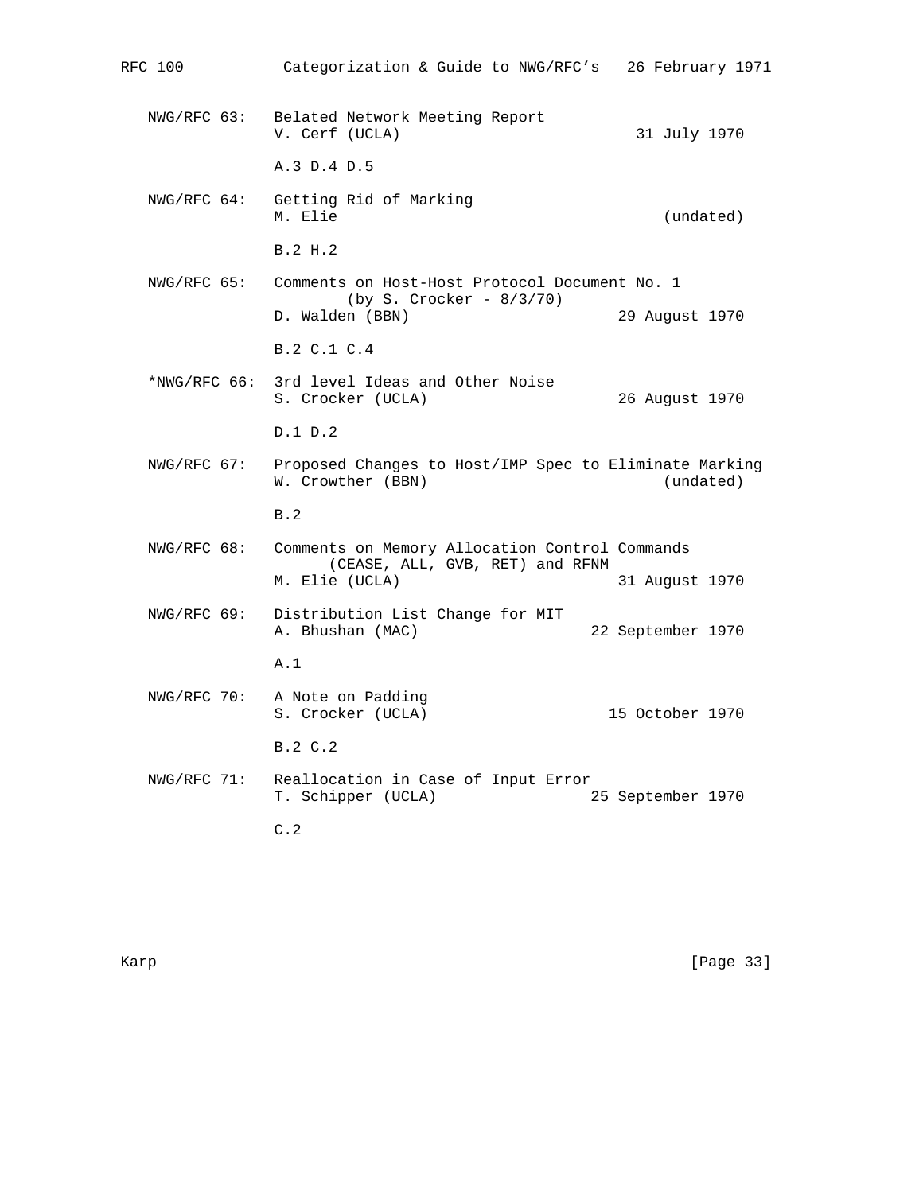NWG/RFC 63: Belated Network Meeting Report
V. Cerf (UCLA) 31 July 1970

A.3 D.4 D.5

NWG/RFC 64: Getting Rid of Marking
M. Elie (undated)

B.2 H.2

NWG/RFC 65: Comments on Host-Host Protocol Document No. 1
(by S. Crocker - 8/3/70)
D. Walden (BBN) 29 August 1970

B.2 C.1 C.4

*NWG/RFC 66: 3rd level Ideas and Other Noise
S. Crocker (UCLA) 26 August 1970

D.1 D.2

NWG/RFC 67: Proposed Changes to Host/IMP Spec to Eliminate Marking
W. Crowther (BBN) (undated)

B.2

NWG/RFC 68: Comments on Memory Allocation Control Commands
(CEASE, ALL, GVB, RET) and RFNM
M. Elie (UCLA) 31 August 1970

NWG/RFC 69: Distribution List Change for MIT
A. Bhushan (MAC) 22 September 1970

A.1

NWG/RFC 70: A Note on Padding
S. Crocker (UCLA) 15 October 1970

B.2 C.2

NWG/RFC 71: Reallocation in Case of Input Error
T. Schipper (UCLA) 25 September 1970

C.2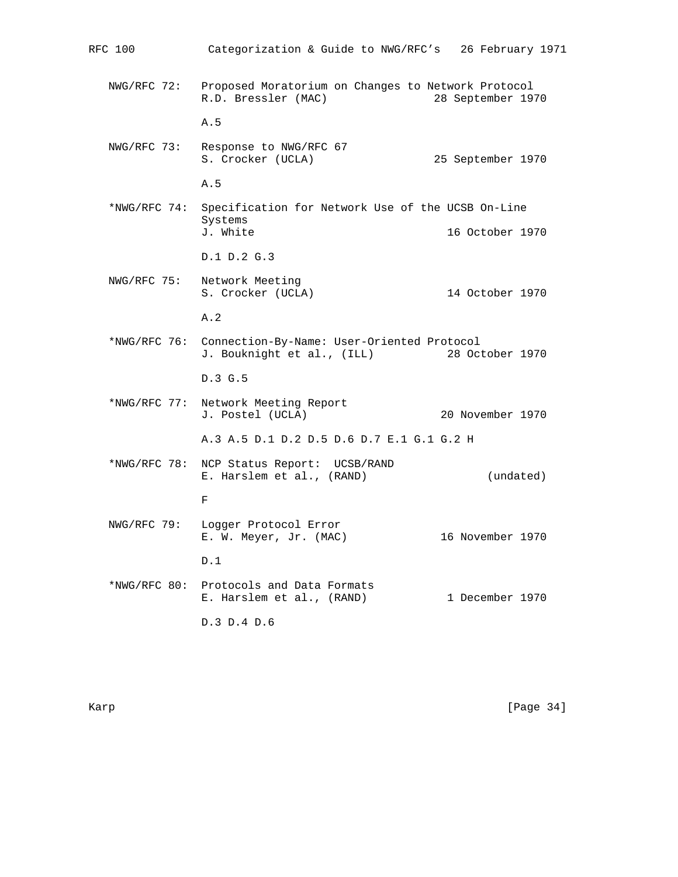NWG/RFC 72: Proposed Moratorium on Changes to Network Protocol
R.D. Bressler (MAC) 28 September 1970

A.5

NWG/RFC 73: Response to NWG/RFC 67
S. Crocker (UCLA) 25 September 1970

A.5

*NWG/RFC 74: Specification for Network Use of the UCSB On-Line Systems
J. White 16 October 1970

D.1 D.2 G.3

NWG/RFC 75: Network Meeting
S. Crocker (UCLA) 14 October 1970

A.2

*NWG/RFC 76: Connection-By-Name: User-Oriented Protocol
J. Bouknight et al., (ILL) 28 October 1970

D.3 G.5

*NWG/RFC 77: Network Meeting Report
J. Postel (UCLA) 20 November 1970

A.3 A.5 D.1 D.2 D.5 D.6 D.7 E.1 G.1 G.2 H

*NWG/RFC 78: NCP Status Report: UCSB/RAND
E. Harslem et al., (RAND) (undated)

F

NWG/RFC 79: Logger Protocol Error
E. W. Meyer, Jr. (MAC) 16 November 1970

D.1

*NWG/RFC 80: Protocols and Data Formats
E. Harslem et al., (RAND) 1 December 1970

D.3 D.4 D.6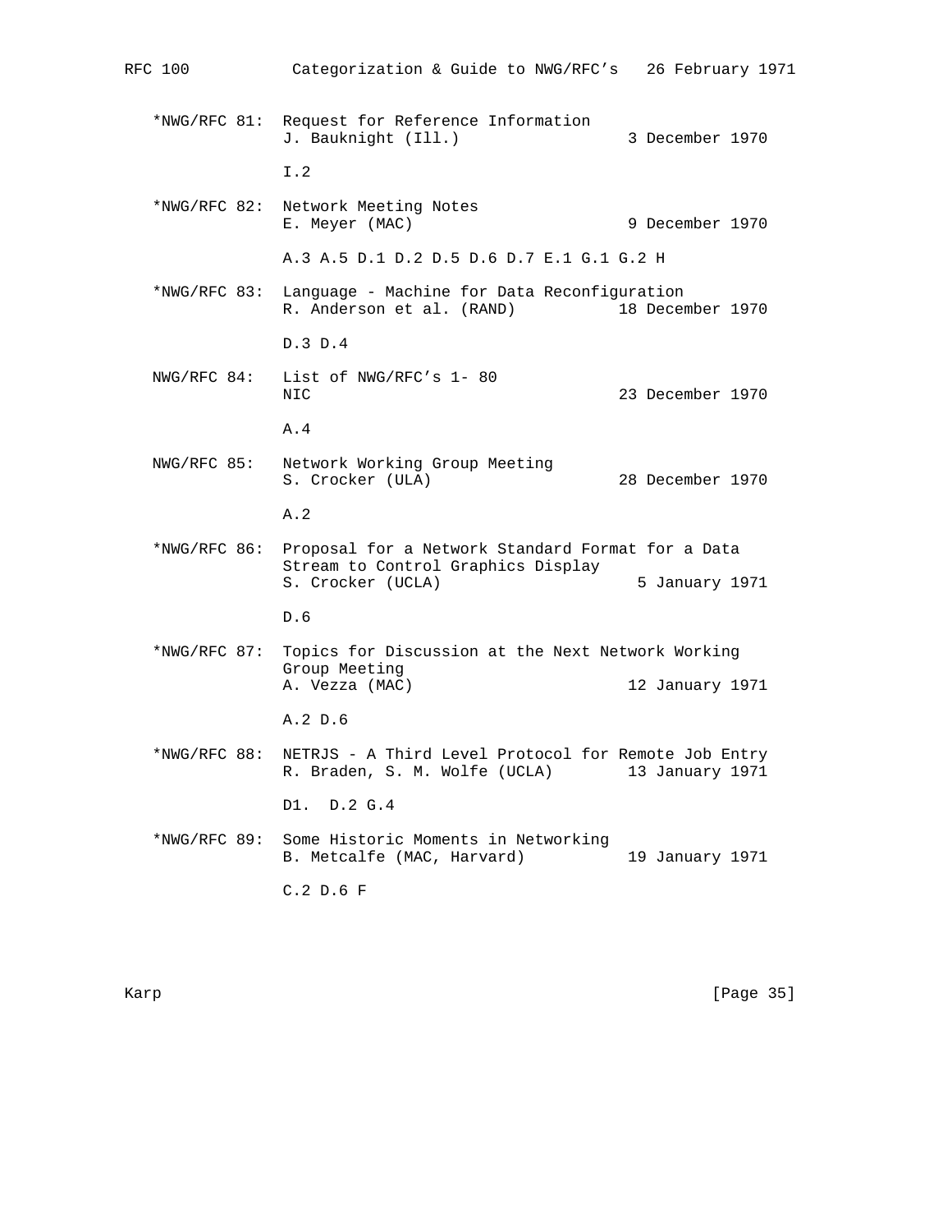*NWG/RFC 81: Request for Reference Information
J. Bauknight (Ill.) 3 December 1970

I.2

*NWG/RFC 82: Network Meeting Notes
E. Meyer (MAC) 9 December 1970

A.3 A.5 D.1 D.2 D.5 D.6 D.7 E.1 G.1 G.2 H

*NWG/RFC 83: Language - Machine for Data Reconfiguration
R. Anderson et al. (RAND) 18 December 1970

D.3 D.4

NWG/RFC 84: List of NWG/RFC's 1- 80
NIC 23 December 1970

A.4

NWG/RFC 85: Network Working Group Meeting
S. Crocker (ULA) 28 December 1970

A.2

*NWG/RFC 86: Proposal for a Network Standard Format for a Data Stream to Control Graphics Display
S. Crocker (UCLA) 5 January 1971

D.6

*NWG/RFC 87: Topics for Discussion at the Next Network Working Group Meeting
A. Vezza (MAC) 12 January 1971

A.2 D.6

*NWG/RFC 88: NETRJS - A Third Level Protocol for Remote Job Entry
R. Braden, S. M. Wolfe (UCLA) 13 January 1971

D1. D.2 G.4

*NWG/RFC 89: Some Historic Moments in Networking
B. Metcalfe (MAC, Harvard) 19 January 1971

C.2 D.6 F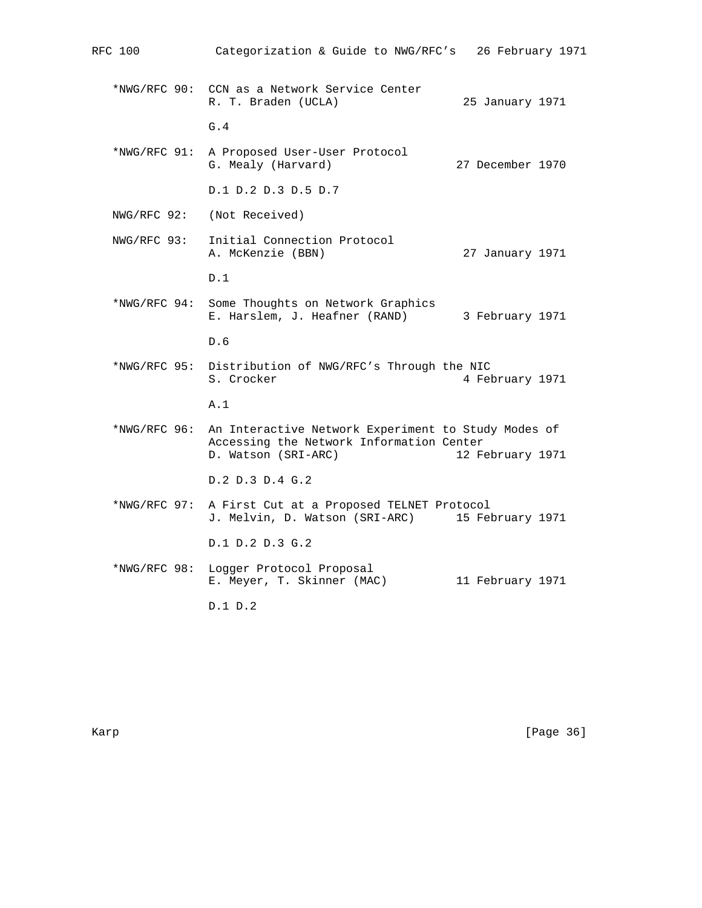```
   *NWG/RFC 90:  CCN as a Network Service Center
                 R. T. Braden (UCLA)                  25 January 1971

                 G.4

   *NWG/RFC 91:  A Proposed User-User Protocol
                 G. Mealy (Harvard)                  27 December 1970

                 D.1 D.2 D.3 D.5 D.7

   NWG/RFC 92:   (Not Received)

   NWG/RFC 93:   Initial Connection Protocol
                 A. McKenzie (BBN)                    27 January 1971

                 D.1

   *NWG/RFC 94:  Some Thoughts on Network Graphics
                 E. Harslem, J. Heafner (RAND)        3 February 1971

                 D.6

   *NWG/RFC 95:  Distribution of NWG/RFC's Through the NIC
                 S. Crocker                           4 February 1971

                 A.1

   *NWG/RFC 96:  An Interactive Network Experiment to Study Modes of
                 Accessing the Network Information Center
                 D. Watson (SRI-ARC)                 12 February 1971

                 D.2 D.3 D.4 G.2

   *NWG/RFC 97:  A First Cut at a Proposed TELNET Protocol
                 J. Melvin, D. Watson (SRI-ARC)      15 February 1971

                 D.1 D.2 D.3 G.2

   *NWG/RFC 98:  Logger Protocol Proposal
                 E. Meyer, T. Skinner (MAC)          11 February 1971

                 D.1 D.2
```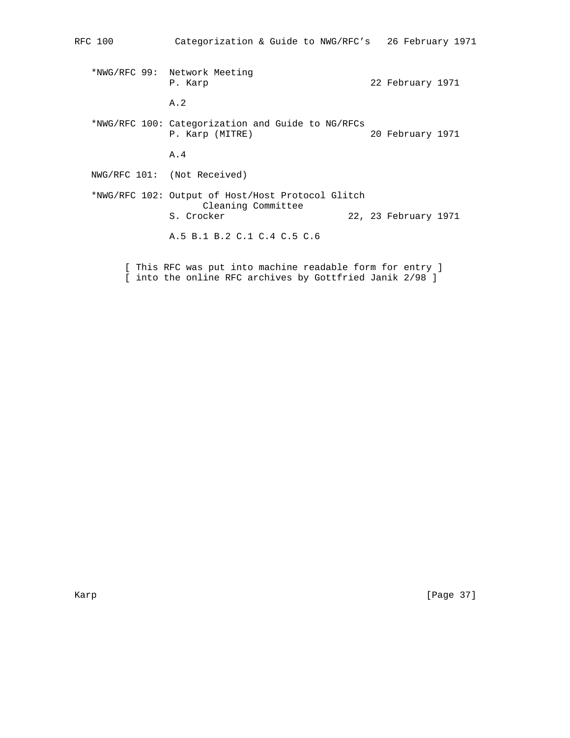*NWG/RFC 99: Network Meeting
P. Karp 22 February 1971

A.2

*NWG/RFC 100: Categorization and Guide to NG/RFCs
P. Karp (MITRE) 20 February 1971

A.4

NWG/RFC 101: (Not Received)

*NWG/RFC 102: Output of Host/Host Protocol Glitch Cleaning Committee
S. Crocker 22, 23 February 1971

A.5 B.1 B.2 C.1 C.4 C.5 C.6

[ This RFC was put into machine readable form for entry ]
[ into the online RFC archives by Gottfried Janik 2/98 ]